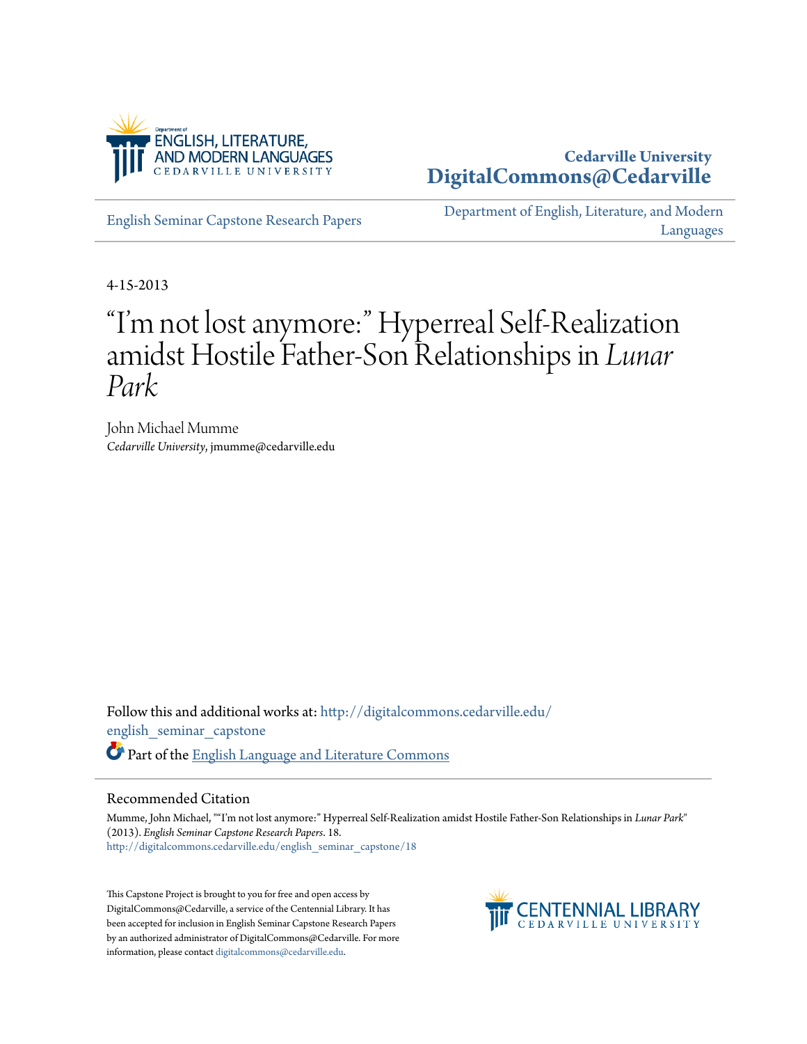Department of ENGLISH, LITERATURE, AND MODERN LANGUAGES
CEDARVILLE UNIVERSITY

**Cedarville University**
**DigitalCommons@Cedarville**

English Seminar Capstone Research Papers

Department of English, Literature, and Modern Languages

4-15-2013

# "I'm not lost anymore:" Hyperreal Self-Realization amidst Hostile Father-Son Relationships in *Lunar Park*

John Michael Mumme
*Cedarville University*, jmumme@cedarville.edu

Follow this and additional works at: http://digitalcommons.cedarville.edu/english_seminar_capstone

Part of the English Language and Literature Commons

## Recommended Citation

Mumme, John Michael, ""I'm not lost anymore:" Hyperreal Self-Realization amidst Hostile Father-Son Relationships in *Lunar Park*" (2013). *English Seminar Capstone Research Papers*. 18.
http://digitalcommons.cedarville.edu/english_seminar_capstone/18

This Capstone Project is brought to you for free and open access by DigitalCommons@Cedarville, a service of the Centennial Library. It has been accepted for inclusion in English Seminar Capstone Research Papers by an authorized administrator of DigitalCommons@Cedarville. For more information, please contact digitalcommons@cedarville.edu.

CENTENNIAL LIBRARY
CEDARVILLE UNIVERSITY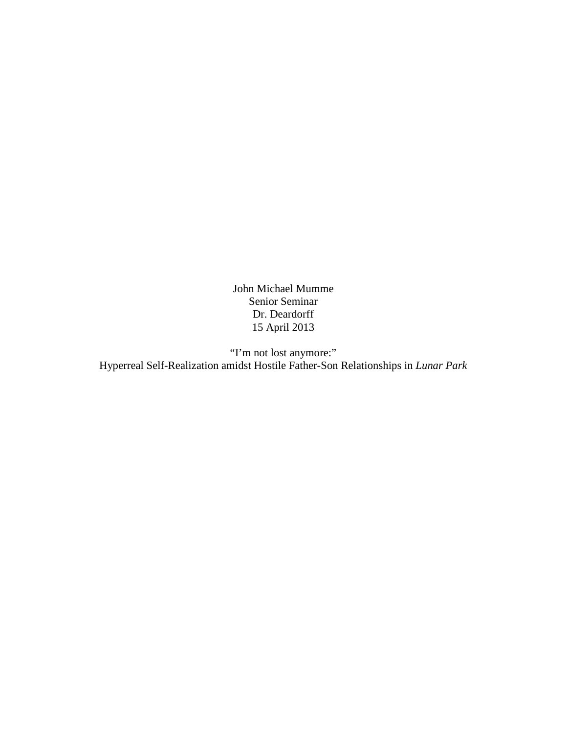John Michael Mumme
Senior Seminar
Dr. Deardorff
15 April 2013

“I’m not lost anymore:”
Hyperreal Self-Realization amidst Hostile Father-Son Relationships in *Lunar Park*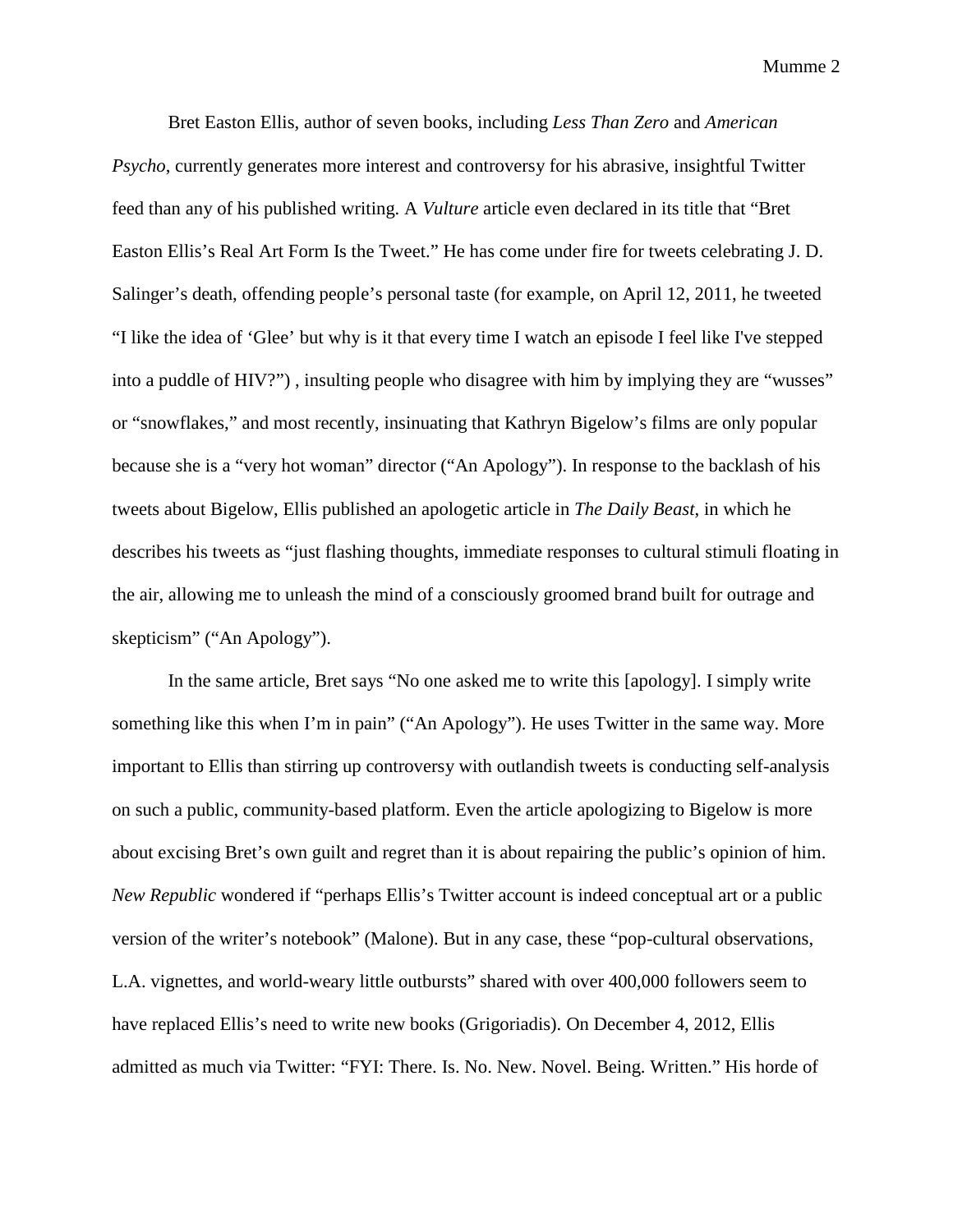Bret Easton Ellis, author of seven books, including *Less Than Zero* and *American Psycho*, currently generates more interest and controversy for his abrasive, insightful Twitter feed than any of his published writing. A *Vulture* article even declared in its title that "Bret Easton Ellis's Real Art Form Is the Tweet." He has come under fire for tweets celebrating J. D. Salinger's death, offending people's personal taste (for example, on April 12, 2011, he tweeted "I like the idea of 'Glee' but why is it that every time I watch an episode I feel like I've stepped into a puddle of HIV?") , insulting people who disagree with him by implying they are "wusses" or "snowflakes," and most recently, insinuating that Kathryn Bigelow's films are only popular because she is a "very hot woman" director ("An Apology"). In response to the backlash of his tweets about Bigelow, Ellis published an apologetic article in *The Daily Beast*, in which he describes his tweets as "just flashing thoughts, immediate responses to cultural stimuli floating in the air, allowing me to unleash the mind of a consciously groomed brand built for outrage and skepticism" ("An Apology").

In the same article, Bret says "No one asked me to write this [apology]. I simply write something like this when I'm in pain" ("An Apology"). He uses Twitter in the same way. More important to Ellis than stirring up controversy with outlandish tweets is conducting self-analysis on such a public, community-based platform. Even the article apologizing to Bigelow is more about excising Bret's own guilt and regret than it is about repairing the public's opinion of him. *New Republic* wondered if "perhaps Ellis's Twitter account is indeed conceptual art or a public version of the writer's notebook" (Malone). But in any case, these "pop-cultural observations, L.A. vignettes, and world-weary little outbursts" shared with over 400,000 followers seem to have replaced Ellis's need to write new books (Grigoriadis). On December 4, 2012, Ellis admitted as much via Twitter: "FYI: There. Is. No. New. Novel. Being. Written." His horde of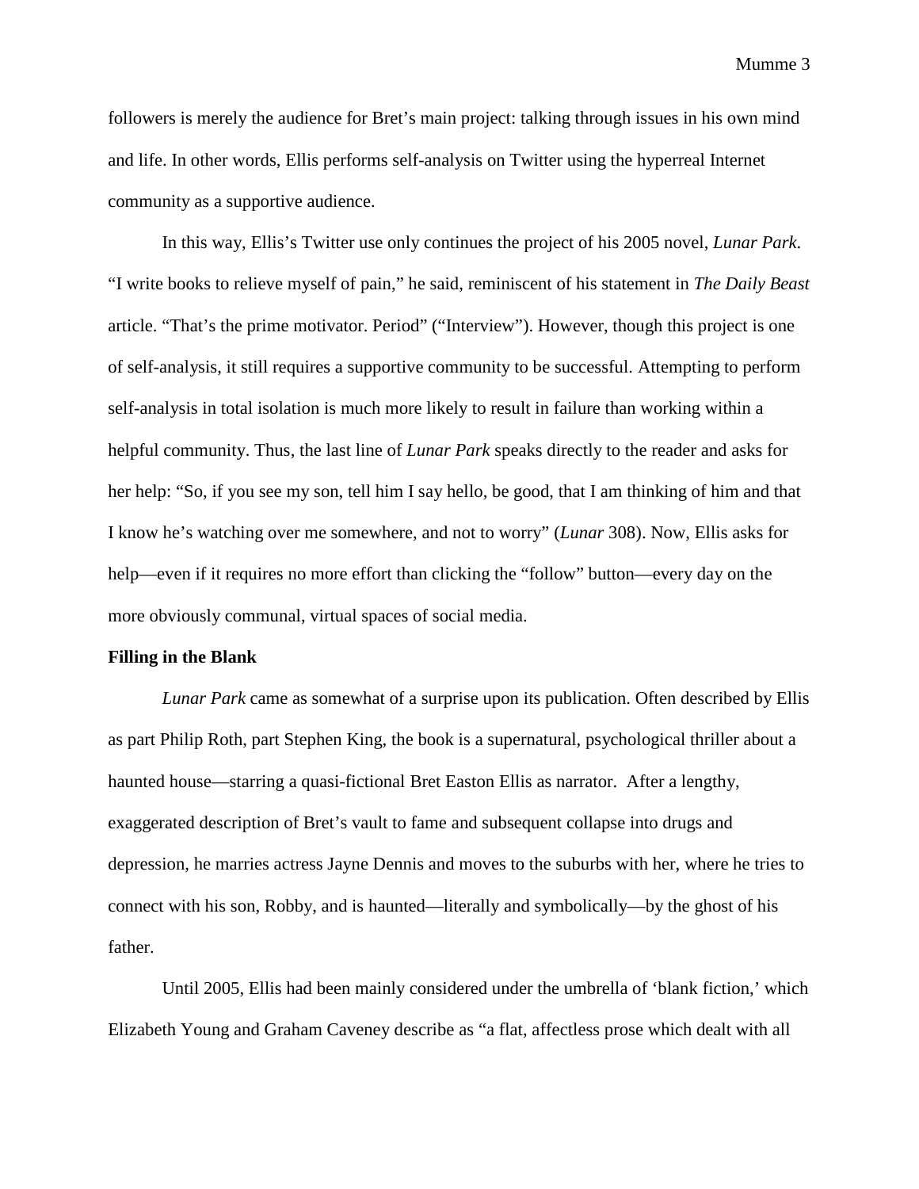followers is merely the audience for Bret's main project: talking through issues in his own mind and life. In other words, Ellis performs self-analysis on Twitter using the hyperreal Internet community as a supportive audience.

In this way, Ellis's Twitter use only continues the project of his 2005 novel, *Lunar Park*. "I write books to relieve myself of pain," he said, reminiscent of his statement in *The Daily Beast* article. "That's the prime motivator. Period" ("Interview"). However, though this project is one of self-analysis, it still requires a supportive community to be successful. Attempting to perform self-analysis in total isolation is much more likely to result in failure than working within a helpful community. Thus, the last line of *Lunar Park* speaks directly to the reader and asks for her help: "So, if you see my son, tell him I say hello, be good, that I am thinking of him and that I know he's watching over me somewhere, and not to worry" (*Lunar* 308). Now, Ellis asks for help—even if it requires no more effort than clicking the "follow" button—every day on the more obviously communal, virtual spaces of social media.

**Filling in the Blank**

*Lunar Park* came as somewhat of a surprise upon its publication. Often described by Ellis as part Philip Roth, part Stephen King, the book is a supernatural, psychological thriller about a haunted house—starring a quasi-fictional Bret Easton Ellis as narrator. After a lengthy, exaggerated description of Bret's vault to fame and subsequent collapse into drugs and depression, he marries actress Jayne Dennis and moves to the suburbs with her, where he tries to connect with his son, Robby, and is haunted—literally and symbolically—by the ghost of his father.

Until 2005, Ellis had been mainly considered under the umbrella of 'blank fiction,' which Elizabeth Young and Graham Caveney describe as "a flat, affectless prose which dealt with all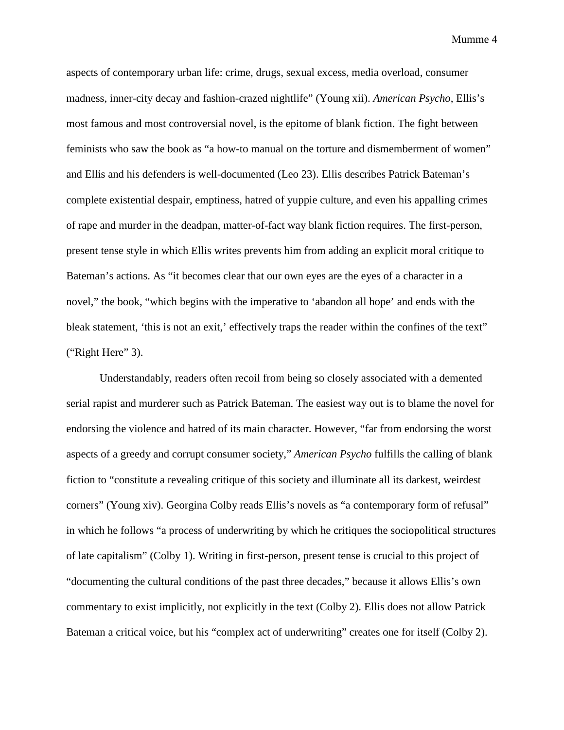aspects of contemporary urban life: crime, drugs, sexual excess, media overload, consumer madness, inner-city decay and fashion-crazed nightlife" (Young xii). *American Psycho*, Ellis's most famous and most controversial novel, is the epitome of blank fiction. The fight between feminists who saw the book as "a how-to manual on the torture and dismemberment of women" and Ellis and his defenders is well-documented (Leo 23). Ellis describes Patrick Bateman's complete existential despair, emptiness, hatred of yuppie culture, and even his appalling crimes of rape and murder in the deadpan, matter-of-fact way blank fiction requires. The first-person, present tense style in which Ellis writes prevents him from adding an explicit moral critique to Bateman's actions. As "it becomes clear that our own eyes are the eyes of a character in a novel," the book, "which begins with the imperative to 'abandon all hope' and ends with the bleak statement, 'this is not an exit,' effectively traps the reader within the confines of the text" ("Right Here" 3).

Understandably, readers often recoil from being so closely associated with a demented serial rapist and murderer such as Patrick Bateman. The easiest way out is to blame the novel for endorsing the violence and hatred of its main character. However, "far from endorsing the worst aspects of a greedy and corrupt consumer society," *American Psycho* fulfills the calling of blank fiction to "constitute a revealing critique of this society and illuminate all its darkest, weirdest corners" (Young xiv). Georgina Colby reads Ellis's novels as "a contemporary form of refusal" in which he follows "a process of underwriting by which he critiques the sociopolitical structures of late capitalism" (Colby 1). Writing in first-person, present tense is crucial to this project of "documenting the cultural conditions of the past three decades," because it allows Ellis's own commentary to exist implicitly, not explicitly in the text (Colby 2). Ellis does not allow Patrick Bateman a critical voice, but his "complex act of underwriting" creates one for itself (Colby 2).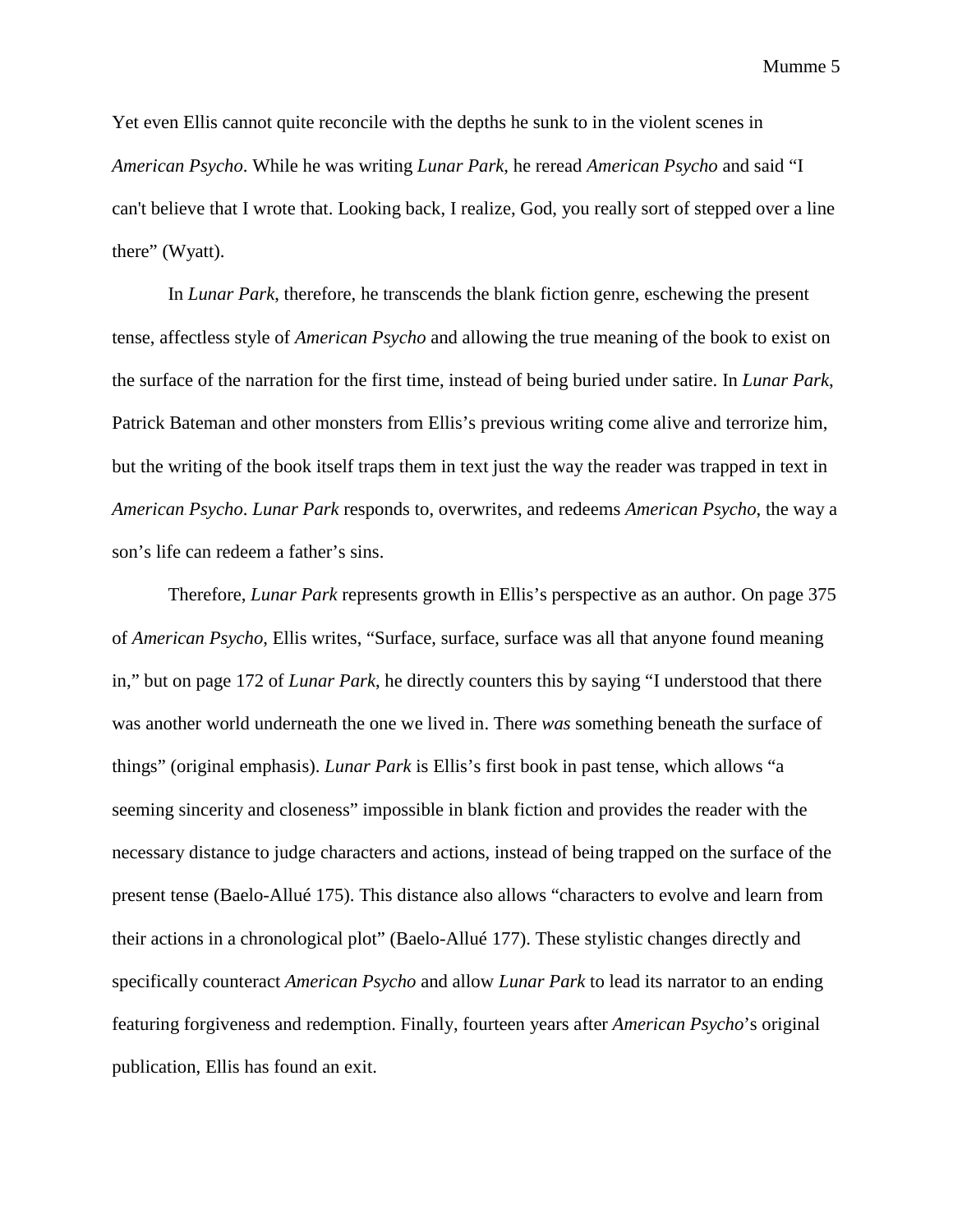Yet even Ellis cannot quite reconcile with the depths he sunk to in the violent scenes in *American Psycho*. While he was writing *Lunar Park*, he reread *American Psycho* and said "I can't believe that I wrote that. Looking back, I realize, God, you really sort of stepped over a line there" (Wyatt).

In *Lunar Park*, therefore, he transcends the blank fiction genre, eschewing the present tense, affectless style of *American Psycho* and allowing the true meaning of the book to exist on the surface of the narration for the first time, instead of being buried under satire. In *Lunar Park*, Patrick Bateman and other monsters from Ellis's previous writing come alive and terrorize him, but the writing of the book itself traps them in text just the way the reader was trapped in text in *American Psycho*. *Lunar Park* responds to, overwrites, and redeems *American Psycho*, the way a son's life can redeem a father's sins.

Therefore, *Lunar Park* represents growth in Ellis's perspective as an author. On page 375 of *American Psycho*, Ellis writes, "Surface, surface, surface was all that anyone found meaning in," but on page 172 of *Lunar Park*, he directly counters this by saying "I understood that there was another world underneath the one we lived in. There *was* something beneath the surface of things" (original emphasis). *Lunar Park* is Ellis's first book in past tense, which allows "a seeming sincerity and closeness" impossible in blank fiction and provides the reader with the necessary distance to judge characters and actions, instead of being trapped on the surface of the present tense (Baelo-Allué 175). This distance also allows "characters to evolve and learn from their actions in a chronological plot" (Baelo-Allué 177). These stylistic changes directly and specifically counteract *American Psycho* and allow *Lunar Park* to lead its narrator to an ending featuring forgiveness and redemption. Finally, fourteen years after *American Psycho*'s original publication, Ellis has found an exit.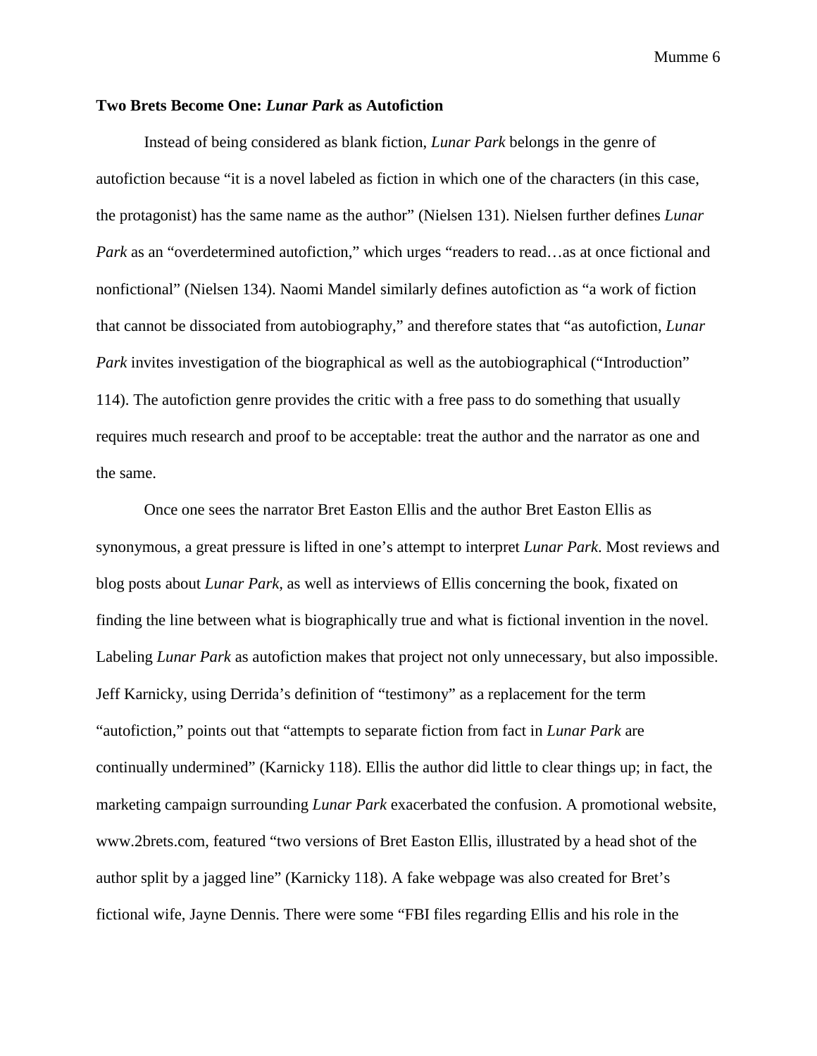**Two Brets Become One: *Lunar Park* as Autofiction**

Instead of being considered as blank fiction, *Lunar Park* belongs in the genre of autofiction because "it is a novel labeled as fiction in which one of the characters (in this case, the protagonist) has the same name as the author" (Nielsen 131). Nielsen further defines *Lunar Park* as an "overdetermined autofiction," which urges "readers to read…as at once fictional and nonfictional" (Nielsen 134). Naomi Mandel similarly defines autofiction as "a work of fiction that cannot be dissociated from autobiography," and therefore states that "as autofiction, *Lunar Park* invites investigation of the biographical as well as the autobiographical ("Introduction" 114). The autofiction genre provides the critic with a free pass to do something that usually requires much research and proof to be acceptable: treat the author and the narrator as one and the same.

Once one sees the narrator Bret Easton Ellis and the author Bret Easton Ellis as synonymous, a great pressure is lifted in one's attempt to interpret *Lunar Park*. Most reviews and blog posts about *Lunar Park,* as well as interviews of Ellis concerning the book, fixated on finding the line between what is biographically true and what is fictional invention in the novel. Labeling *Lunar Park* as autofiction makes that project not only unnecessary, but also impossible. Jeff Karnicky, using Derrida's definition of "testimony" as a replacement for the term "autofiction," points out that "attempts to separate fiction from fact in *Lunar Park* are continually undermined" (Karnicky 118). Ellis the author did little to clear things up; in fact, the marketing campaign surrounding *Lunar Park* exacerbated the confusion. A promotional website, www.2brets.com, featured "two versions of Bret Easton Ellis, illustrated by a head shot of the author split by a jagged line" (Karnicky 118). A fake webpage was also created for Bret's fictional wife, Jayne Dennis. There were some "FBI files regarding Ellis and his role in the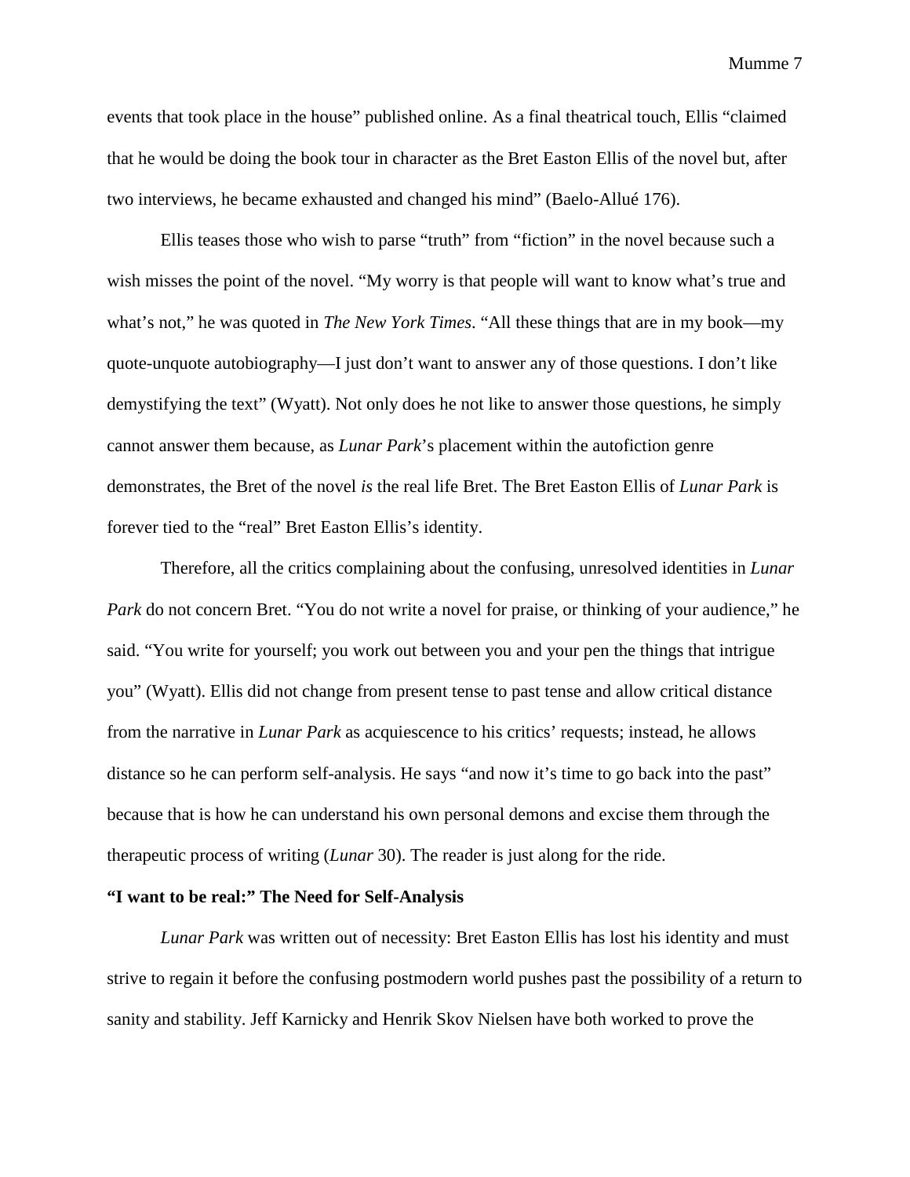events that took place in the house" published online. As a final theatrical touch, Ellis "claimed that he would be doing the book tour in character as the Bret Easton Ellis of the novel but, after two interviews, he became exhausted and changed his mind" (Baelo-Allué 176).

Ellis teases those who wish to parse "truth" from "fiction" in the novel because such a wish misses the point of the novel. "My worry is that people will want to know what's true and what's not," he was quoted in *The New York Times*. "All these things that are in my book—my quote-unquote autobiography—I just don't want to answer any of those questions. I don't like demystifying the text" (Wyatt). Not only does he not like to answer those questions, he simply cannot answer them because, as *Lunar Park*'s placement within the autofiction genre demonstrates, the Bret of the novel *is* the real life Bret. The Bret Easton Ellis of *Lunar Park* is forever tied to the "real" Bret Easton Ellis's identity.

Therefore, all the critics complaining about the confusing, unresolved identities in *Lunar Park* do not concern Bret. "You do not write a novel for praise, or thinking of your audience," he said. "You write for yourself; you work out between you and your pen the things that intrigue you" (Wyatt). Ellis did not change from present tense to past tense and allow critical distance from the narrative in *Lunar Park* as acquiescence to his critics' requests; instead, he allows distance so he can perform self-analysis. He says "and now it's time to go back into the past" because that is how he can understand his own personal demons and excise them through the therapeutic process of writing (*Lunar* 30). The reader is just along for the ride.

**"I want to be real:" The Need for Self-Analysis**

*Lunar Park* was written out of necessity: Bret Easton Ellis has lost his identity and must strive to regain it before the confusing postmodern world pushes past the possibility of a return to sanity and stability. Jeff Karnicky and Henrik Skov Nielsen have both worked to prove the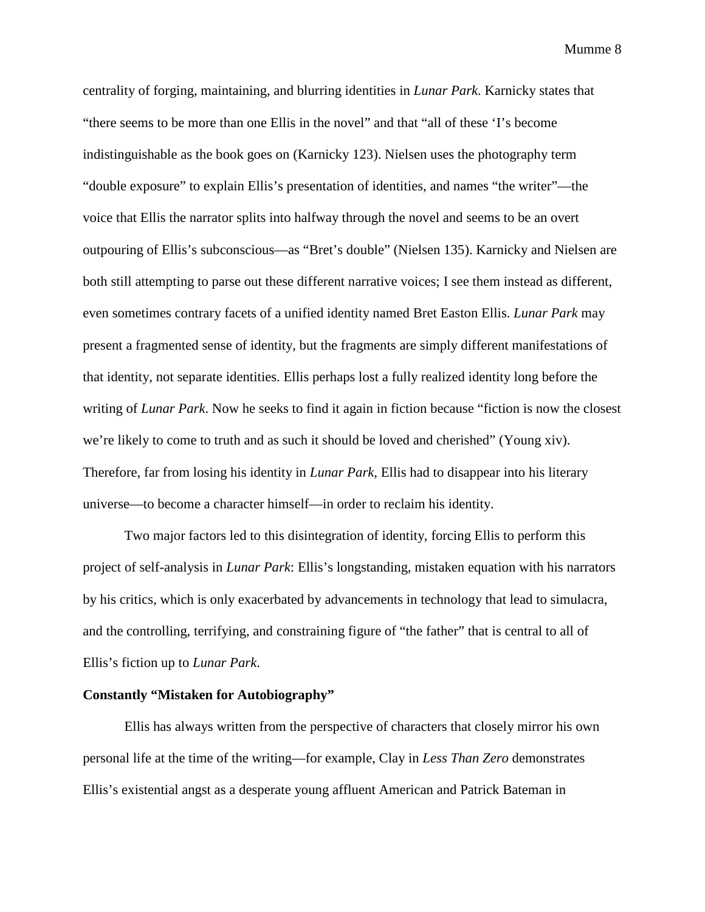centrality of forging, maintaining, and blurring identities in *Lunar Park*. Karnicky states that "there seems to be more than one Ellis in the novel" and that "all of these 'I's become indistinguishable as the book goes on (Karnicky 123). Nielsen uses the photography term "double exposure" to explain Ellis's presentation of identities, and names "the writer"—the voice that Ellis the narrator splits into halfway through the novel and seems to be an overt outpouring of Ellis's subconscious—as "Bret's double" (Nielsen 135). Karnicky and Nielsen are both still attempting to parse out these different narrative voices; I see them instead as different, even sometimes contrary facets of a unified identity named Bret Easton Ellis. *Lunar Park* may present a fragmented sense of identity, but the fragments are simply different manifestations of that identity, not separate identities. Ellis perhaps lost a fully realized identity long before the writing of *Lunar Park*. Now he seeks to find it again in fiction because "fiction is now the closest we're likely to come to truth and as such it should be loved and cherished" (Young xiv). Therefore, far from losing his identity in *Lunar Park*, Ellis had to disappear into his literary universe—to become a character himself—in order to reclaim his identity.

Two major factors led to this disintegration of identity, forcing Ellis to perform this project of self-analysis in *Lunar Park*: Ellis's longstanding, mistaken equation with his narrators by his critics, which is only exacerbated by advancements in technology that lead to simulacra, and the controlling, terrifying, and constraining figure of "the father" that is central to all of Ellis's fiction up to *Lunar Park*.

**Constantly "Mistaken for Autobiography"**

Ellis has always written from the perspective of characters that closely mirror his own personal life at the time of the writing—for example, Clay in *Less Than Zero* demonstrates Ellis's existential angst as a desperate young affluent American and Patrick Bateman in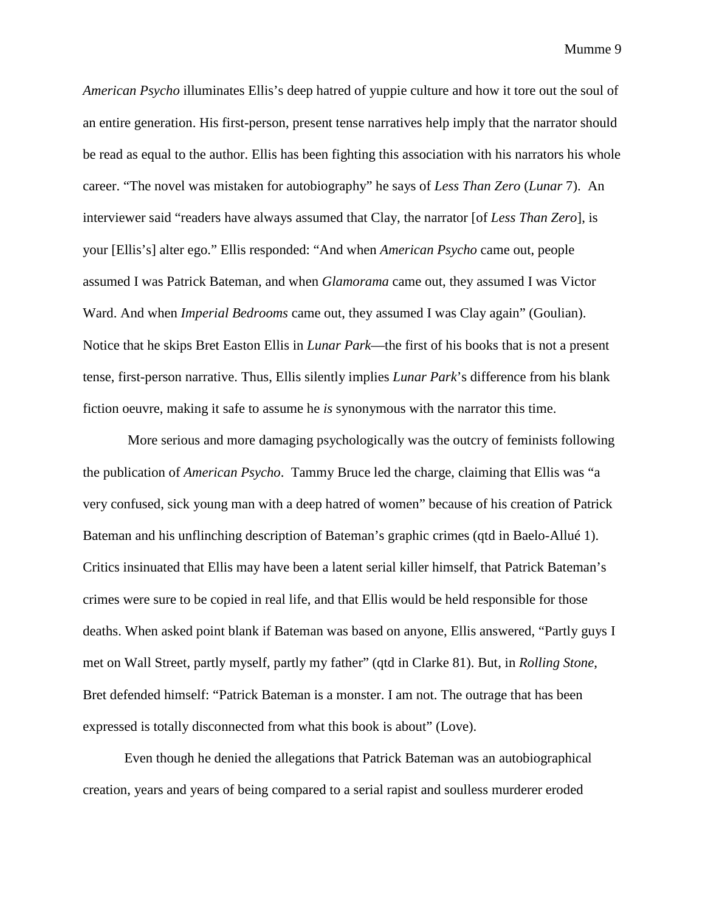*American Psycho* illuminates Ellis's deep hatred of yuppie culture and how it tore out the soul of an entire generation. His first-person, present tense narratives help imply that the narrator should be read as equal to the author. Ellis has been fighting this association with his narrators his whole career. "The novel was mistaken for autobiography" he says of *Less Than Zero* (*Lunar* 7). An interviewer said "readers have always assumed that Clay, the narrator [of *Less Than Zero*], is your [Ellis's] alter ego." Ellis responded: "And when *American Psycho* came out, people assumed I was Patrick Bateman, and when *Glamorama* came out, they assumed I was Victor Ward. And when *Imperial Bedrooms* came out, they assumed I was Clay again" (Goulian). Notice that he skips Bret Easton Ellis in *Lunar Park*—the first of his books that is not a present tense, first-person narrative. Thus, Ellis silently implies *Lunar Park*'s difference from his blank fiction oeuvre, making it safe to assume he *is* synonymous with the narrator this time.

More serious and more damaging psychologically was the outcry of feminists following the publication of *American Psycho*. Tammy Bruce led the charge, claiming that Ellis was "a very confused, sick young man with a deep hatred of women" because of his creation of Patrick Bateman and his unflinching description of Bateman's graphic crimes (qtd in Baelo-Allué 1). Critics insinuated that Ellis may have been a latent serial killer himself, that Patrick Bateman's crimes were sure to be copied in real life, and that Ellis would be held responsible for those deaths. When asked point blank if Bateman was based on anyone, Ellis answered, "Partly guys I met on Wall Street, partly myself, partly my father" (qtd in Clarke 81). But, in *Rolling Stone*, Bret defended himself: "Patrick Bateman is a monster. I am not. The outrage that has been expressed is totally disconnected from what this book is about" (Love).

Even though he denied the allegations that Patrick Bateman was an autobiographical creation, years and years of being compared to a serial rapist and soulless murderer eroded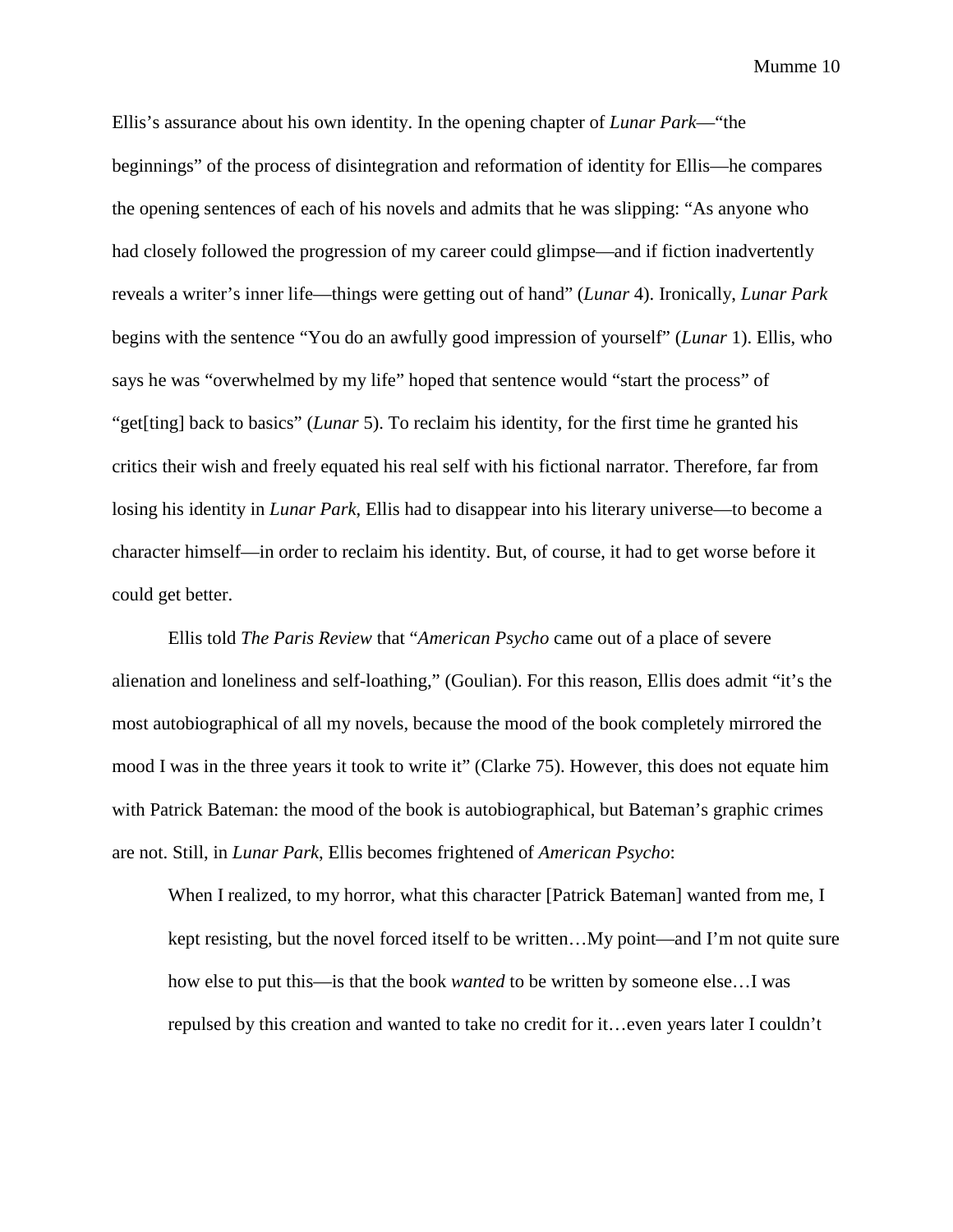Ellis's assurance about his own identity. In the opening chapter of *Lunar Park*—"the beginnings" of the process of disintegration and reformation of identity for Ellis—he compares the opening sentences of each of his novels and admits that he was slipping: "As anyone who had closely followed the progression of my career could glimpse—and if fiction inadvertently reveals a writer's inner life—things were getting out of hand" (*Lunar* 4). Ironically, *Lunar Park* begins with the sentence "You do an awfully good impression of yourself" (*Lunar* 1). Ellis, who says he was "overwhelmed by my life" hoped that sentence would "start the process" of "get[ting] back to basics" (*Lunar* 5). To reclaim his identity, for the first time he granted his critics their wish and freely equated his real self with his fictional narrator. Therefore, far from losing his identity in *Lunar Park*, Ellis had to disappear into his literary universe—to become a character himself—in order to reclaim his identity. But, of course, it had to get worse before it could get better.

Ellis told *The Paris Review* that "*American Psycho* came out of a place of severe alienation and loneliness and self-loathing," (Goulian). For this reason, Ellis does admit "it's the most autobiographical of all my novels, because the mood of the book completely mirrored the mood I was in the three years it took to write it" (Clarke 75). However, this does not equate him with Patrick Bateman: the mood of the book is autobiographical, but Bateman's graphic crimes are not. Still, in *Lunar Park*, Ellis becomes frightened of *American Psycho*:

> When I realized, to my horror, what this character [Patrick Bateman] wanted from me, I kept resisting, but the novel forced itself to be written…My point—and I'm not quite sure how else to put this—is that the book *wanted* to be written by someone else…I was repulsed by this creation and wanted to take no credit for it…even years later I couldn't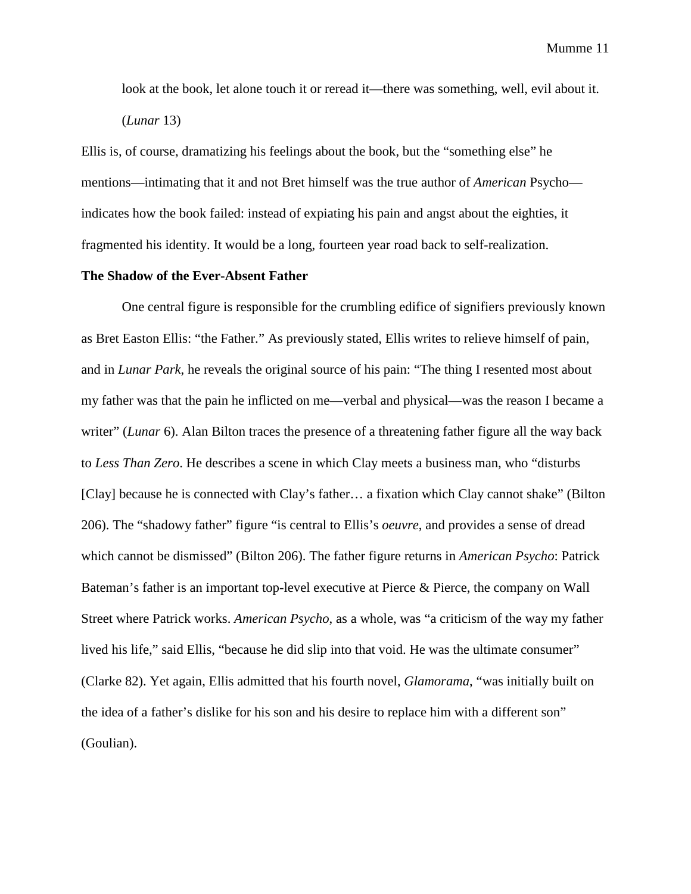look at the book, let alone touch it or reread it—there was something, well, evil about it. (*Lunar* 13)

Ellis is, of course, dramatizing his feelings about the book, but the "something else" he mentions—intimating that it and not Bret himself was the true author of *American* Psycho—indicates how the book failed: instead of expiating his pain and angst about the eighties, it fragmented his identity. It would be a long, fourteen year road back to self-realization.

**The Shadow of the Ever-Absent Father**

One central figure is responsible for the crumbling edifice of signifiers previously known as Bret Easton Ellis: "the Father." As previously stated, Ellis writes to relieve himself of pain, and in *Lunar Park*, he reveals the original source of his pain: "The thing I resented most about my father was that the pain he inflicted on me—verbal and physical—was the reason I became a writer" (*Lunar* 6). Alan Bilton traces the presence of a threatening father figure all the way back to *Less Than Zero*. He describes a scene in which Clay meets a business man, who "disturbs [Clay] because he is connected with Clay's father… a fixation which Clay cannot shake" (Bilton 206). The "shadowy father" figure "is central to Ellis's *oeuvre*, and provides a sense of dread which cannot be dismissed" (Bilton 206). The father figure returns in *American Psycho*: Patrick Bateman's father is an important top-level executive at Pierce & Pierce, the company on Wall Street where Patrick works. *American Psycho*, as a whole, was "a criticism of the way my father lived his life," said Ellis, "because he did slip into that void. He was the ultimate consumer" (Clarke 82). Yet again, Ellis admitted that his fourth novel, *Glamorama*, "was initially built on the idea of a father's dislike for his son and his desire to replace him with a different son" (Goulian).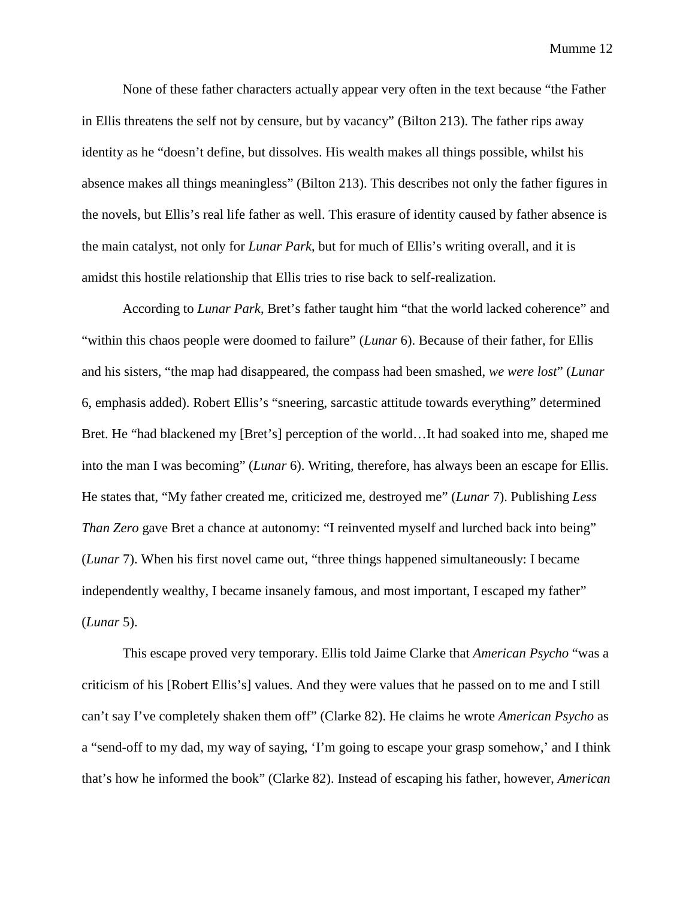None of these father characters actually appear very often in the text because “the Father in Ellis threatens the self not by censure, but by vacancy” (Bilton 213). The father rips away identity as he “doesn’t define, but dissolves. His wealth makes all things possible, whilst his absence makes all things meaningless” (Bilton 213). This describes not only the father figures in the novels, but Ellis’s real life father as well. This erasure of identity caused by father absence is the main catalyst, not only for *Lunar Park*, but for much of Ellis’s writing overall, and it is amidst this hostile relationship that Ellis tries to rise back to self-realization.

According to *Lunar Park*, Bret’s father taught him “that the world lacked coherence” and “within this chaos people were doomed to failure” (*Lunar* 6). Because of their father, for Ellis and his sisters, “the map had disappeared, the compass had been smashed, *we were lost*” (*Lunar* 6, emphasis added). Robert Ellis’s “sneering, sarcastic attitude towards everything” determined Bret. He “had blackened my [Bret’s] perception of the world…It had soaked into me, shaped me into the man I was becoming” (*Lunar* 6). Writing, therefore, has always been an escape for Ellis. He states that, “My father created me, criticized me, destroyed me” (*Lunar* 7). Publishing *Less Than Zero* gave Bret a chance at autonomy: “I reinvented myself and lurched back into being” (*Lunar* 7). When his first novel came out, “three things happened simultaneously: I became independently wealthy, I became insanely famous, and most important, I escaped my father” (*Lunar* 5).

This escape proved very temporary. Ellis told Jaime Clarke that *American Psycho* “was a criticism of his [Robert Ellis’s] values. And they were values that he passed on to me and I still can’t say I’ve completely shaken them off” (Clarke 82). He claims he wrote *American Psycho* as a “send-off to my dad, my way of saying, ‘I’m going to escape your grasp somehow,’ and I think that’s how he informed the book” (Clarke 82). Instead of escaping his father, however, *American*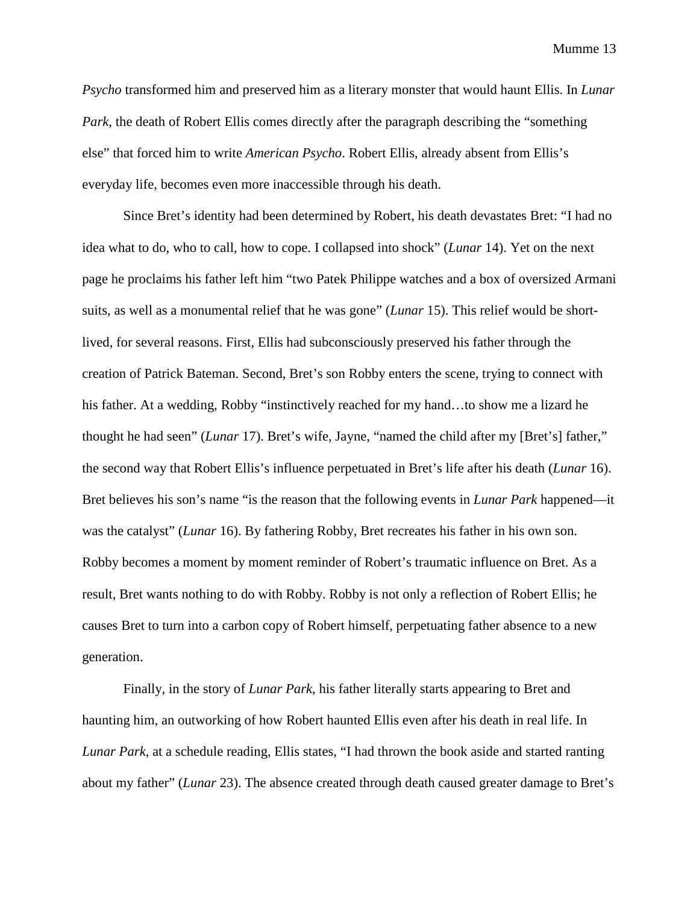*Psycho* transformed him and preserved him as a literary monster that would haunt Ellis. In *Lunar Park*, the death of Robert Ellis comes directly after the paragraph describing the "something else" that forced him to write *American Psycho*. Robert Ellis, already absent from Ellis's everyday life, becomes even more inaccessible through his death.

Since Bret's identity had been determined by Robert, his death devastates Bret: "I had no idea what to do, who to call, how to cope. I collapsed into shock" (*Lunar* 14). Yet on the next page he proclaims his father left him "two Patek Philippe watches and a box of oversized Armani suits, as well as a monumental relief that he was gone" (*Lunar* 15). This relief would be short-lived, for several reasons. First, Ellis had subconsciously preserved his father through the creation of Patrick Bateman. Second, Bret's son Robby enters the scene, trying to connect with his father. At a wedding, Robby "instinctively reached for my hand…to show me a lizard he thought he had seen" (*Lunar* 17). Bret's wife, Jayne, "named the child after my [Bret's] father," the second way that Robert Ellis's influence perpetuated in Bret's life after his death (*Lunar* 16). Bret believes his son's name "is the reason that the following events in *Lunar Park* happened—it was the catalyst" (*Lunar* 16). By fathering Robby, Bret recreates his father in his own son. Robby becomes a moment by moment reminder of Robert's traumatic influence on Bret. As a result, Bret wants nothing to do with Robby. Robby is not only a reflection of Robert Ellis; he causes Bret to turn into a carbon copy of Robert himself, perpetuating father absence to a new generation.

Finally, in the story of *Lunar Park*, his father literally starts appearing to Bret and haunting him, an outworking of how Robert haunted Ellis even after his death in real life. In *Lunar Park*, at a schedule reading, Ellis states, "I had thrown the book aside and started ranting about my father" (*Lunar* 23). The absence created through death caused greater damage to Bret's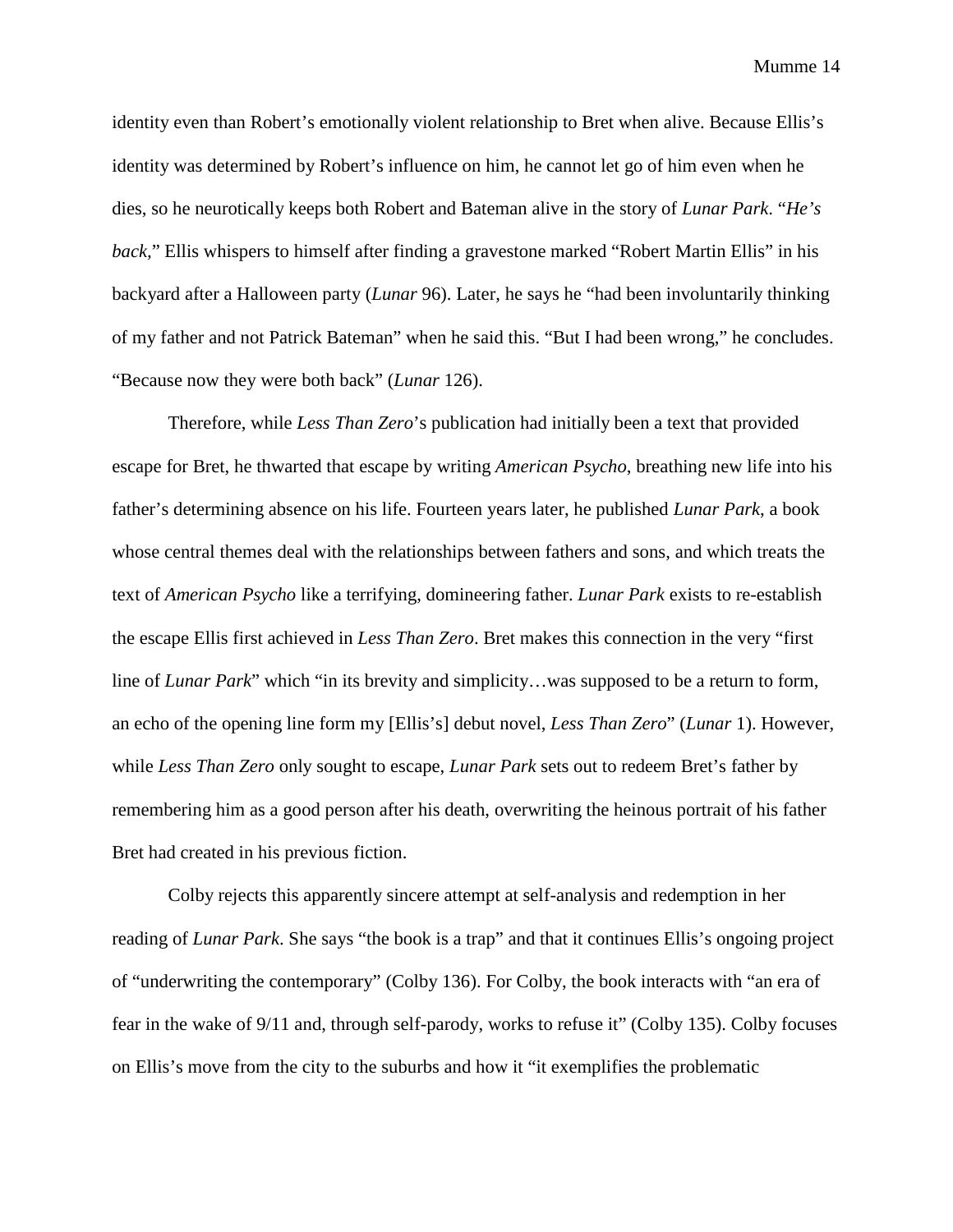identity even than Robert's emotionally violent relationship to Bret when alive. Because Ellis's identity was determined by Robert's influence on him, he cannot let go of him even when he dies, so he neurotically keeps both Robert and Bateman alive in the story of *Lunar Park*. "*He's back*," Ellis whispers to himself after finding a gravestone marked "Robert Martin Ellis" in his backyard after a Halloween party (*Lunar* 96). Later, he says he "had been involuntarily thinking of my father and not Patrick Bateman" when he said this. "But I had been wrong," he concludes. "Because now they were both back" (*Lunar* 126).

Therefore, while *Less Than Zero*'s publication had initially been a text that provided escape for Bret, he thwarted that escape by writing *American Psycho*, breathing new life into his father's determining absence on his life. Fourteen years later, he published *Lunar Park*, a book whose central themes deal with the relationships between fathers and sons, and which treats the text of *American Psycho* like a terrifying, domineering father. *Lunar Park* exists to re-establish the escape Ellis first achieved in *Less Than Zero*. Bret makes this connection in the very "first line of *Lunar Park*" which "in its brevity and simplicity…was supposed to be a return to form, an echo of the opening line form my [Ellis's] debut novel, *Less Than Zero*" (*Lunar* 1). However, while *Less Than Zero* only sought to escape, *Lunar Park* sets out to redeem Bret's father by remembering him as a good person after his death, overwriting the heinous portrait of his father Bret had created in his previous fiction.

Colby rejects this apparently sincere attempt at self-analysis and redemption in her reading of *Lunar Park*. She says "the book is a trap" and that it continues Ellis's ongoing project of "underwriting the contemporary" (Colby 136). For Colby, the book interacts with "an era of fear in the wake of 9/11 and, through self-parody, works to refuse it" (Colby 135). Colby focuses on Ellis's move from the city to the suburbs and how it "it exemplifies the problematic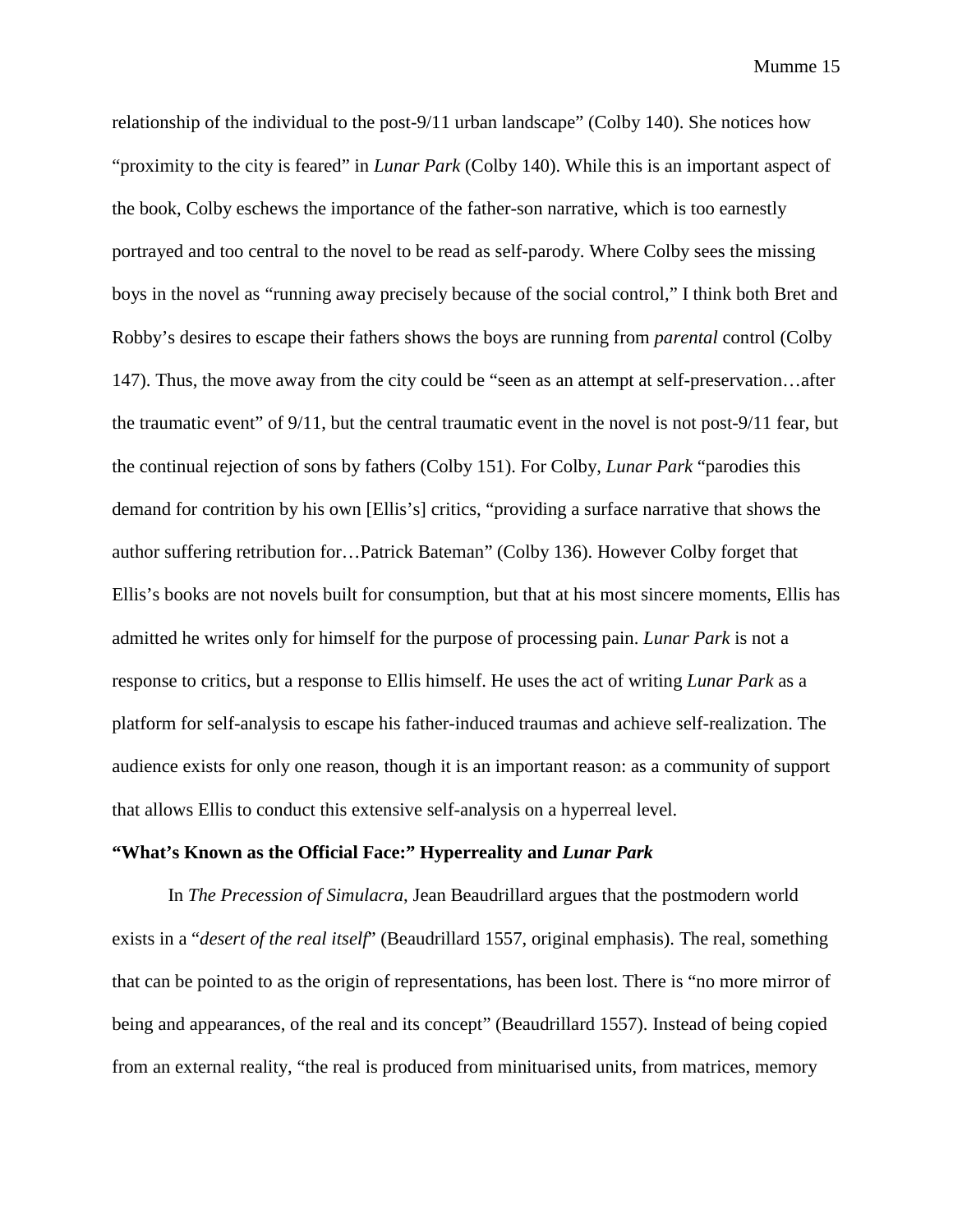relationship of the individual to the post-9/11 urban landscape" (Colby 140). She notices how "proximity to the city is feared" in *Lunar Park* (Colby 140). While this is an important aspect of the book, Colby eschews the importance of the father-son narrative, which is too earnestly portrayed and too central to the novel to be read as self-parody. Where Colby sees the missing boys in the novel as "running away precisely because of the social control," I think both Bret and Robby's desires to escape their fathers shows the boys are running from *parental* control (Colby 147). Thus, the move away from the city could be "seen as an attempt at self-preservation…after the traumatic event" of 9/11, but the central traumatic event in the novel is not post-9/11 fear, but the continual rejection of sons by fathers (Colby 151). For Colby, *Lunar Park* "parodies this demand for contrition by his own [Ellis's] critics, "providing a surface narrative that shows the author suffering retribution for…Patrick Bateman" (Colby 136). However Colby forget that Ellis's books are not novels built for consumption, but that at his most sincere moments, Ellis has admitted he writes only for himself for the purpose of processing pain. *Lunar Park* is not a response to critics, but a response to Ellis himself. He uses the act of writing *Lunar Park* as a platform for self-analysis to escape his father-induced traumas and achieve self-realization. The audience exists for only one reason, though it is an important reason: as a community of support that allows Ellis to conduct this extensive self-analysis on a hyperreal level.

**"What's Known as the Official Face:" Hyperreality and *Lunar Park***

In *The Precession of Simulacra*, Jean Beaudrillard argues that the postmodern world exists in a "*desert of the real itself*" (Beaudrillard 1557, original emphasis). The real, something that can be pointed to as the origin of representations, has been lost. There is "no more mirror of being and appearances, of the real and its concept" (Beaudrillard 1557). Instead of being copied from an external reality, "the real is produced from minituarised units, from matrices, memory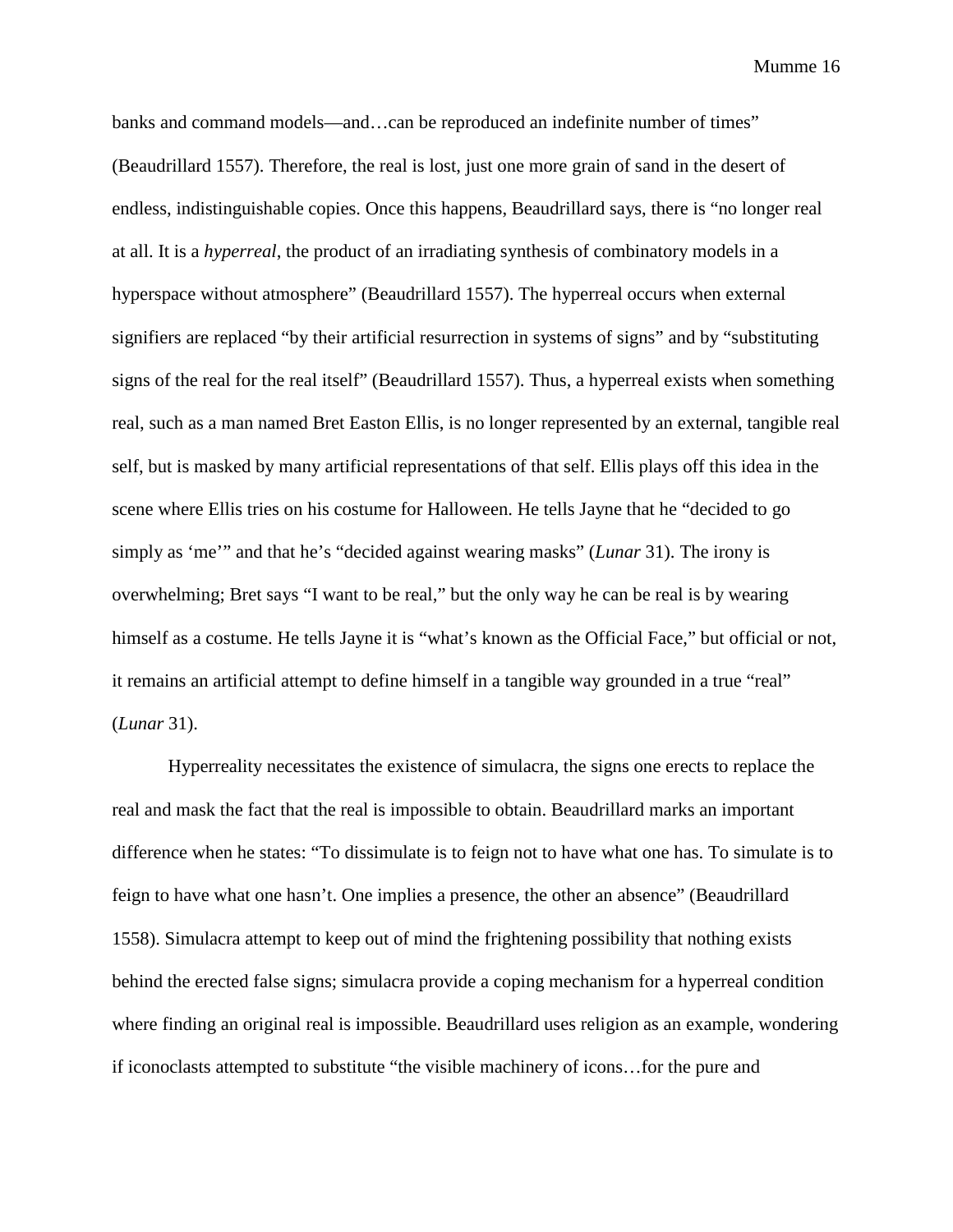banks and command models—and…can be reproduced an indefinite number of times" (Beaudrillard 1557). Therefore, the real is lost, just one more grain of sand in the desert of endless, indistinguishable copies. Once this happens, Beaudrillard says, there is "no longer real at all. It is a *hyperreal*, the product of an irradiating synthesis of combinatory models in a hyperspace without atmosphere" (Beaudrillard 1557). The hyperreal occurs when external signifiers are replaced "by their artificial resurrection in systems of signs" and by "substituting signs of the real for the real itself" (Beaudrillard 1557). Thus, a hyperreal exists when something real, such as a man named Bret Easton Ellis, is no longer represented by an external, tangible real self, but is masked by many artificial representations of that self. Ellis plays off this idea in the scene where Ellis tries on his costume for Halloween. He tells Jayne that he "decided to go simply as 'me'" and that he's "decided against wearing masks" (*Lunar* 31). The irony is overwhelming; Bret says "I want to be real," but the only way he can be real is by wearing himself as a costume. He tells Jayne it is "what's known as the Official Face," but official or not, it remains an artificial attempt to define himself in a tangible way grounded in a true "real" (*Lunar* 31).

Hyperreality necessitates the existence of simulacra, the signs one erects to replace the real and mask the fact that the real is impossible to obtain. Beaudrillard marks an important difference when he states: "To dissimulate is to feign not to have what one has. To simulate is to feign to have what one hasn't. One implies a presence, the other an absence" (Beaudrillard 1558). Simulacra attempt to keep out of mind the frightening possibility that nothing exists behind the erected false signs; simulacra provide a coping mechanism for a hyperreal condition where finding an original real is impossible. Beaudrillard uses religion as an example, wondering if iconoclasts attempted to substitute "the visible machinery of icons…for the pure and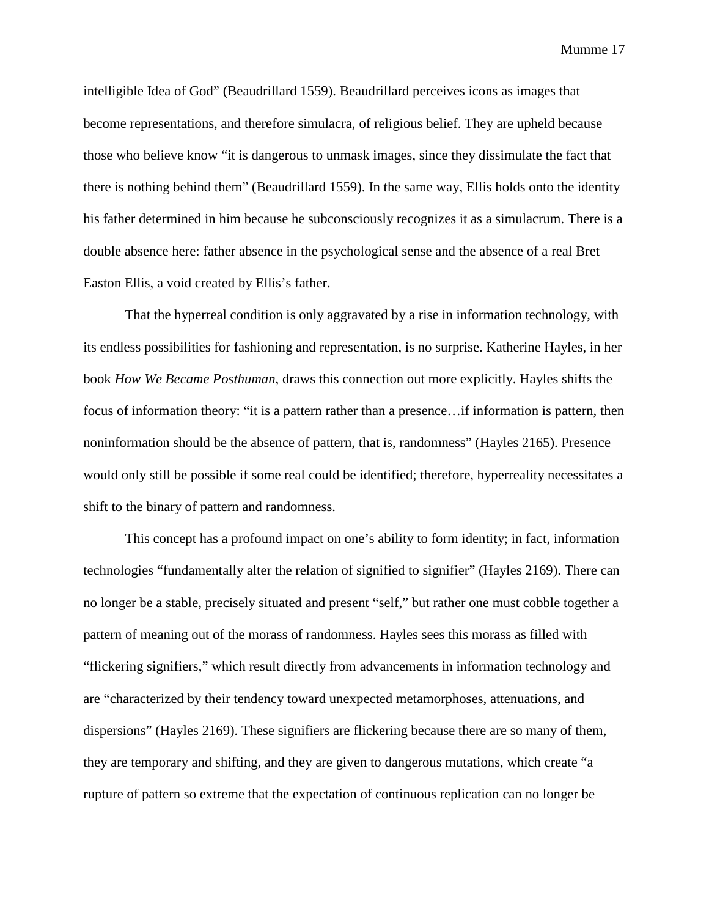intelligible Idea of God" (Beaudrillard 1559). Beaudrillard perceives icons as images that become representations, and therefore simulacra, of religious belief. They are upheld because those who believe know "it is dangerous to unmask images, since they dissimulate the fact that there is nothing behind them" (Beaudrillard 1559). In the same way, Ellis holds onto the identity his father determined in him because he subconsciously recognizes it as a simulacrum. There is a double absence here: father absence in the psychological sense and the absence of a real Bret Easton Ellis, a void created by Ellis's father.

That the hyperreal condition is only aggravated by a rise in information technology, with its endless possibilities for fashioning and representation, is no surprise. Katherine Hayles, in her book *How We Became Posthuman*, draws this connection out more explicitly. Hayles shifts the focus of information theory: "it is a pattern rather than a presence…if information is pattern, then noninformation should be the absence of pattern, that is, randomness" (Hayles 2165). Presence would only still be possible if some real could be identified; therefore, hyperreality necessitates a shift to the binary of pattern and randomness.

This concept has a profound impact on one's ability to form identity; in fact, information technologies "fundamentally alter the relation of signified to signifier" (Hayles 2169). There can no longer be a stable, precisely situated and present "self," but rather one must cobble together a pattern of meaning out of the morass of randomness. Hayles sees this morass as filled with "flickering signifiers," which result directly from advancements in information technology and are "characterized by their tendency toward unexpected metamorphoses, attenuations, and dispersions" (Hayles 2169). These signifiers are flickering because there are so many of them, they are temporary and shifting, and they are given to dangerous mutations, which create "a rupture of pattern so extreme that the expectation of continuous replication can no longer be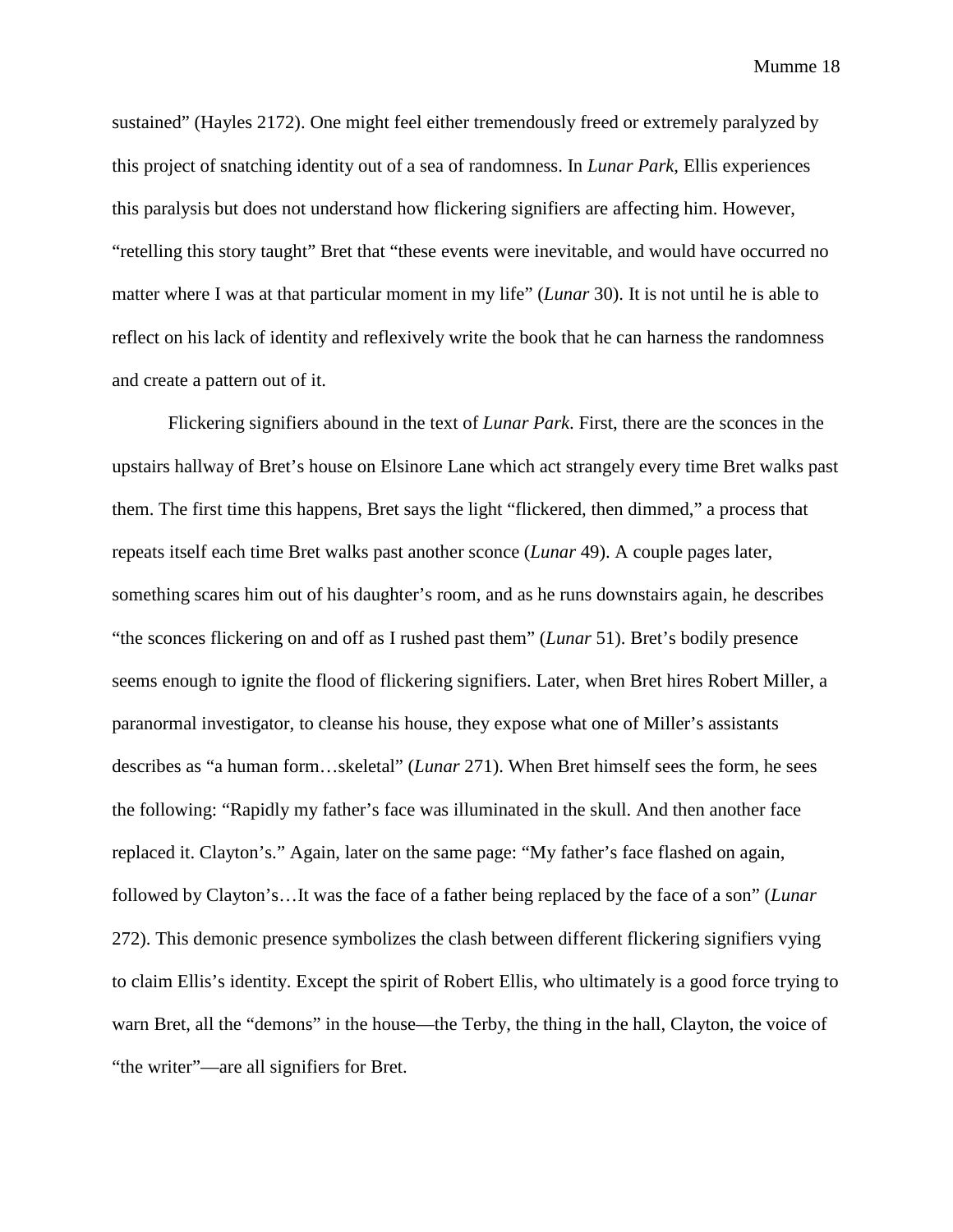sustained" (Hayles 2172). One might feel either tremendously freed or extremely paralyzed by this project of snatching identity out of a sea of randomness. In *Lunar Park*, Ellis experiences this paralysis but does not understand how flickering signifiers are affecting him. However, "retelling this story taught" Bret that "these events were inevitable, and would have occurred no matter where I was at that particular moment in my life" (*Lunar* 30). It is not until he is able to reflect on his lack of identity and reflexively write the book that he can harness the randomness and create a pattern out of it.

Flickering signifiers abound in the text of *Lunar Park*. First, there are the sconces in the upstairs hallway of Bret's house on Elsinore Lane which act strangely every time Bret walks past them. The first time this happens, Bret says the light "flickered, then dimmed," a process that repeats itself each time Bret walks past another sconce (*Lunar* 49). A couple pages later, something scares him out of his daughter's room, and as he runs downstairs again, he describes "the sconces flickering on and off as I rushed past them" (*Lunar* 51). Bret's bodily presence seems enough to ignite the flood of flickering signifiers. Later, when Bret hires Robert Miller, a paranormal investigator, to cleanse his house, they expose what one of Miller's assistants describes as "a human form…skeletal" (*Lunar* 271). When Bret himself sees the form, he sees the following: "Rapidly my father's face was illuminated in the skull. And then another face replaced it. Clayton's." Again, later on the same page: "My father's face flashed on again, followed by Clayton's…It was the face of a father being replaced by the face of a son" (*Lunar* 272). This demonic presence symbolizes the clash between different flickering signifiers vying to claim Ellis's identity. Except the spirit of Robert Ellis, who ultimately is a good force trying to warn Bret, all the "demons" in the house—the Terby, the thing in the hall, Clayton, the voice of "the writer"—are all signifiers for Bret.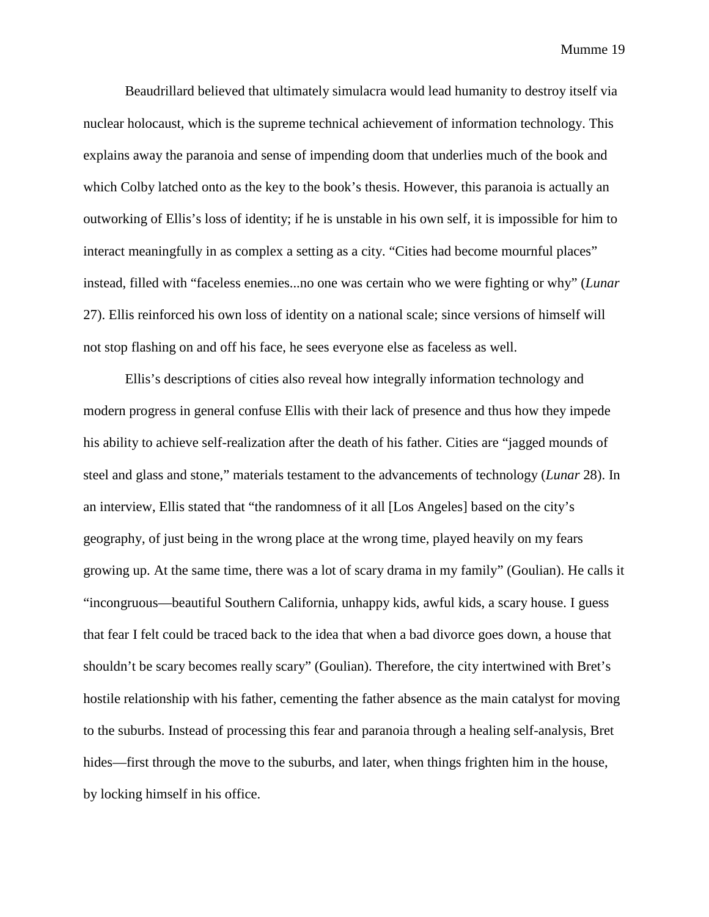Beaudrillard believed that ultimately simulacra would lead humanity to destroy itself via nuclear holocaust, which is the supreme technical achievement of information technology. This explains away the paranoia and sense of impending doom that underlies much of the book and which Colby latched onto as the key to the book's thesis. However, this paranoia is actually an outworking of Ellis's loss of identity; if he is unstable in his own self, it is impossible for him to interact meaningfully in as complex a setting as a city. "Cities had become mournful places" instead, filled with "faceless enemies...no one was certain who we were fighting or why" (*Lunar* 27). Ellis reinforced his own loss of identity on a national scale; since versions of himself will not stop flashing on and off his face, he sees everyone else as faceless as well.

Ellis's descriptions of cities also reveal how integrally information technology and modern progress in general confuse Ellis with their lack of presence and thus how they impede his ability to achieve self-realization after the death of his father. Cities are "jagged mounds of steel and glass and stone," materials testament to the advancements of technology (*Lunar* 28). In an interview, Ellis stated that "the randomness of it all [Los Angeles] based on the city's geography, of just being in the wrong place at the wrong time, played heavily on my fears growing up. At the same time, there was a lot of scary drama in my family" (Goulian). He calls it "incongruous—beautiful Southern California, unhappy kids, awful kids, a scary house. I guess that fear I felt could be traced back to the idea that when a bad divorce goes down, a house that shouldn't be scary becomes really scary" (Goulian). Therefore, the city intertwined with Bret's hostile relationship with his father, cementing the father absence as the main catalyst for moving to the suburbs. Instead of processing this fear and paranoia through a healing self-analysis, Bret hides—first through the move to the suburbs, and later, when things frighten him in the house, by locking himself in his office.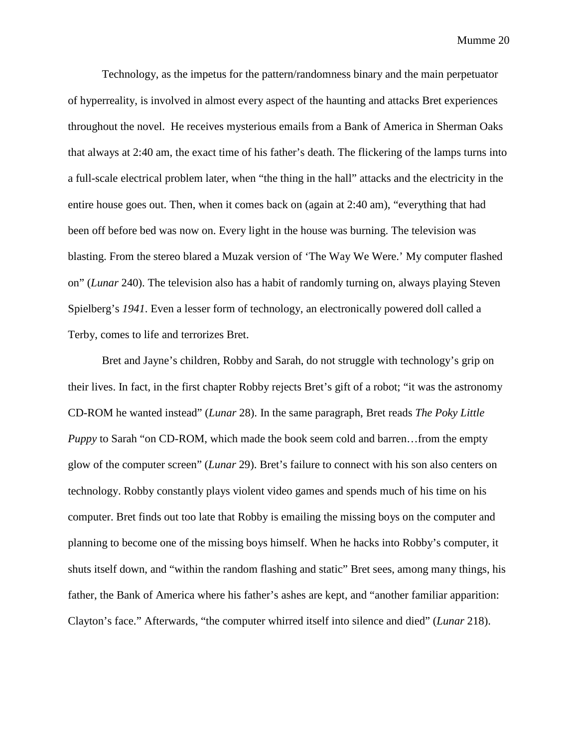Technology, as the impetus for the pattern/randomness binary and the main perpetuator of hyperreality, is involved in almost every aspect of the haunting and attacks Bret experiences throughout the novel. He receives mysterious emails from a Bank of America in Sherman Oaks that always at 2:40 am, the exact time of his father's death. The flickering of the lamps turns into a full-scale electrical problem later, when "the thing in the hall" attacks and the electricity in the entire house goes out. Then, when it comes back on (again at 2:40 am), "everything that had been off before bed was now on. Every light in the house was burning. The television was blasting. From the stereo blared a Muzak version of 'The Way We Were.' My computer flashed on" (*Lunar* 240). The television also has a habit of randomly turning on, always playing Steven Spielberg's *1941*. Even a lesser form of technology, an electronically powered doll called a Terby, comes to life and terrorizes Bret.

Bret and Jayne's children, Robby and Sarah, do not struggle with technology's grip on their lives. In fact, in the first chapter Robby rejects Bret's gift of a robot; "it was the astronomy CD-ROM he wanted instead" (*Lunar* 28). In the same paragraph, Bret reads *The Poky Little Puppy* to Sarah "on CD-ROM, which made the book seem cold and barren…from the empty glow of the computer screen" (*Lunar* 29). Bret's failure to connect with his son also centers on technology. Robby constantly plays violent video games and spends much of his time on his computer. Bret finds out too late that Robby is emailing the missing boys on the computer and planning to become one of the missing boys himself. When he hacks into Robby's computer, it shuts itself down, and "within the random flashing and static" Bret sees, among many things, his father, the Bank of America where his father's ashes are kept, and "another familiar apparition: Clayton's face." Afterwards, "the computer whirred itself into silence and died" (*Lunar* 218).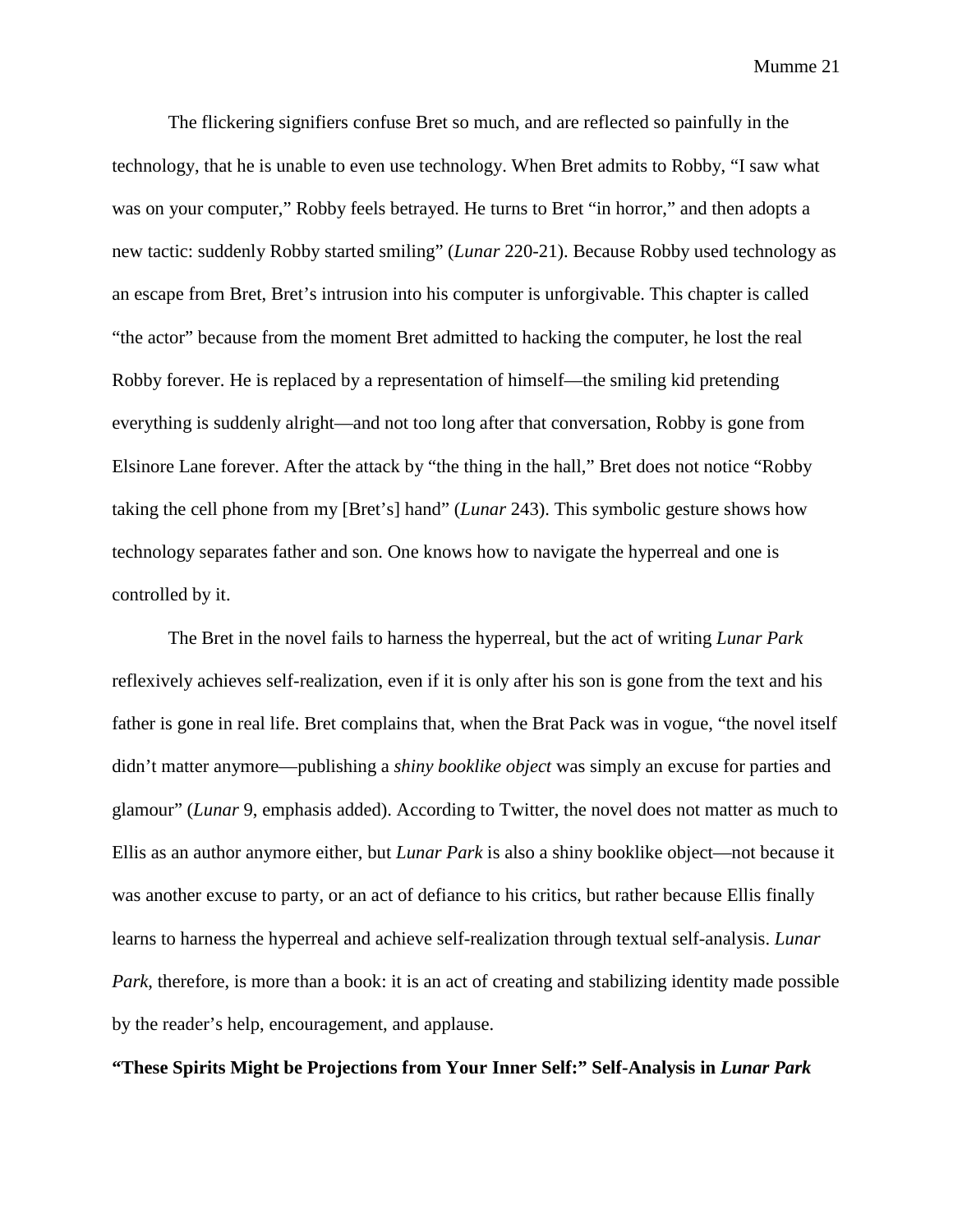The flickering signifiers confuse Bret so much, and are reflected so painfully in the technology, that he is unable to even use technology. When Bret admits to Robby, "I saw what was on your computer," Robby feels betrayed. He turns to Bret "in horror," and then adopts a new tactic: suddenly Robby started smiling" (*Lunar* 220-21). Because Robby used technology as an escape from Bret, Bret's intrusion into his computer is unforgivable. This chapter is called "the actor" because from the moment Bret admitted to hacking the computer, he lost the real Robby forever. He is replaced by a representation of himself—the smiling kid pretending everything is suddenly alright—and not too long after that conversation, Robby is gone from Elsinore Lane forever. After the attack by "the thing in the hall," Bret does not notice "Robby taking the cell phone from my [Bret's] hand" (*Lunar* 243). This symbolic gesture shows how technology separates father and son. One knows how to navigate the hyperreal and one is controlled by it.

The Bret in the novel fails to harness the hyperreal, but the act of writing *Lunar Park* reflexively achieves self-realization, even if it is only after his son is gone from the text and his father is gone in real life. Bret complains that, when the Brat Pack was in vogue, "the novel itself didn't matter anymore—publishing a *shiny booklike object* was simply an excuse for parties and glamour" (*Lunar* 9, emphasis added). According to Twitter, the novel does not matter as much to Ellis as an author anymore either, but *Lunar Park* is also a shiny booklike object—not because it was another excuse to party, or an act of defiance to his critics, but rather because Ellis finally learns to harness the hyperreal and achieve self-realization through textual self-analysis. *Lunar Park*, therefore, is more than a book: it is an act of creating and stabilizing identity made possible by the reader's help, encouragement, and applause.

**"These Spirits Might be Projections from Your Inner Self:" Self-Analysis in *Lunar Park***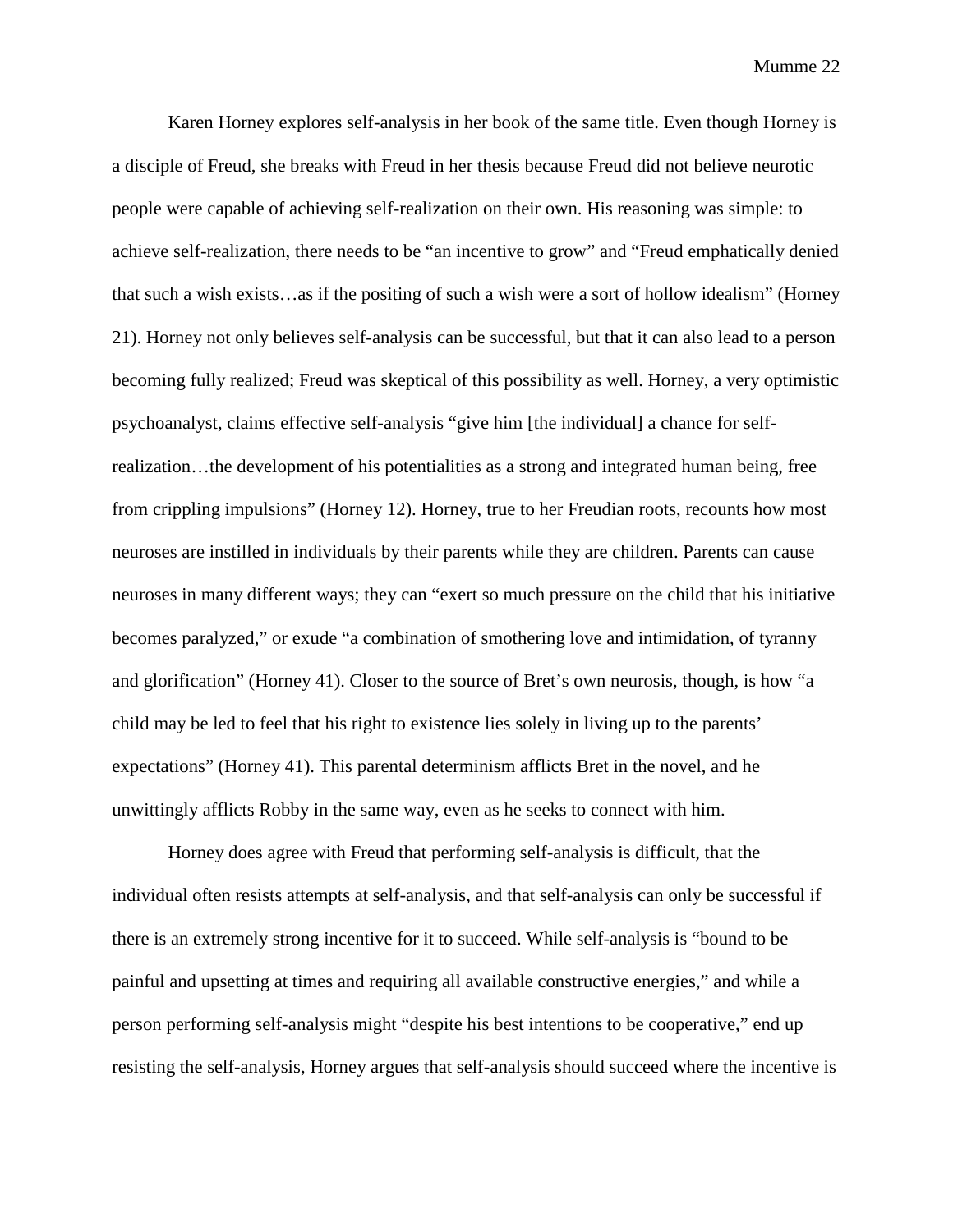Karen Horney explores self-analysis in her book of the same title. Even though Horney is a disciple of Freud, she breaks with Freud in her thesis because Freud did not believe neurotic people were capable of achieving self-realization on their own. His reasoning was simple: to achieve self-realization, there needs to be "an incentive to grow" and "Freud emphatically denied that such a wish exists…as if the positing of such a wish were a sort of hollow idealism" (Horney 21). Horney not only believes self-analysis can be successful, but that it can also lead to a person becoming fully realized; Freud was skeptical of this possibility as well. Horney, a very optimistic psychoanalyst, claims effective self-analysis "give him [the individual] a chance for self-realization…the development of his potentialities as a strong and integrated human being, free from crippling impulsions" (Horney 12). Horney, true to her Freudian roots, recounts how most neuroses are instilled in individuals by their parents while they are children. Parents can cause neuroses in many different ways; they can "exert so much pressure on the child that his initiative becomes paralyzed," or exude "a combination of smothering love and intimidation, of tyranny and glorification" (Horney 41). Closer to the source of Bret's own neurosis, though, is how "a child may be led to feel that his right to existence lies solely in living up to the parents' expectations" (Horney 41). This parental determinism afflicts Bret in the novel, and he unwittingly afflicts Robby in the same way, even as he seeks to connect with him.

Horney does agree with Freud that performing self-analysis is difficult, that the individual often resists attempts at self-analysis, and that self-analysis can only be successful if there is an extremely strong incentive for it to succeed. While self-analysis is "bound to be painful and upsetting at times and requiring all available constructive energies," and while a person performing self-analysis might "despite his best intentions to be cooperative," end up resisting the self-analysis, Horney argues that self-analysis should succeed where the incentive is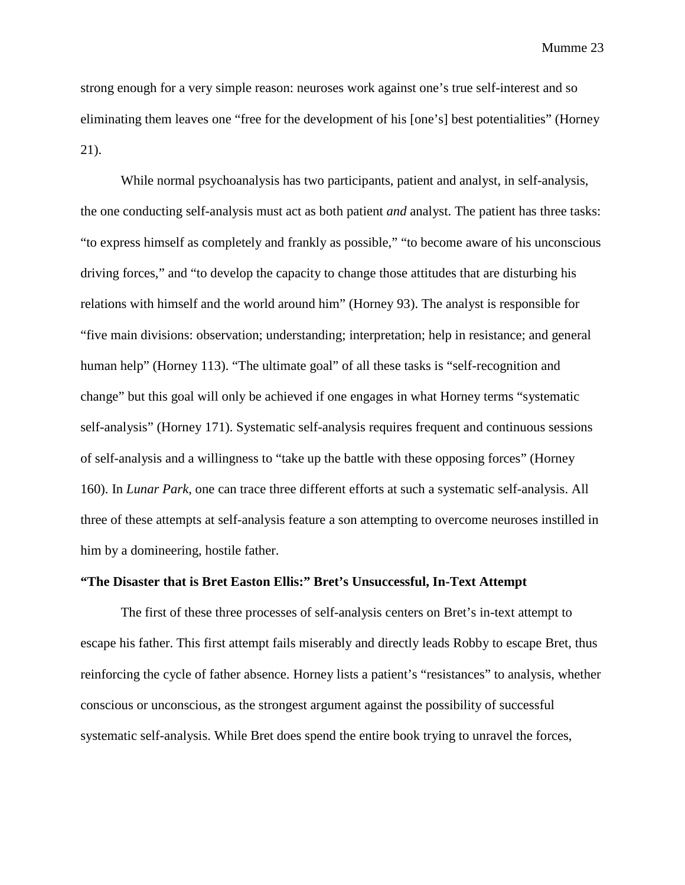strong enough for a very simple reason: neuroses work against one's true self-interest and so eliminating them leaves one "free for the development of his [one's] best potentialities" (Horney 21).

While normal psychoanalysis has two participants, patient and analyst, in self-analysis, the one conducting self-analysis must act as both patient *and* analyst. The patient has three tasks: "to express himself as completely and frankly as possible," "to become aware of his unconscious driving forces," and "to develop the capacity to change those attitudes that are disturbing his relations with himself and the world around him" (Horney 93). The analyst is responsible for "five main divisions: observation; understanding; interpretation; help in resistance; and general human help" (Horney 113). "The ultimate goal" of all these tasks is "self-recognition and change" but this goal will only be achieved if one engages in what Horney terms "systematic self-analysis" (Horney 171). Systematic self-analysis requires frequent and continuous sessions of self-analysis and a willingness to "take up the battle with these opposing forces" (Horney 160). In *Lunar Park*, one can trace three different efforts at such a systematic self-analysis. All three of these attempts at self-analysis feature a son attempting to overcome neuroses instilled in him by a domineering, hostile father.

**"The Disaster that is Bret Easton Ellis:" Bret's Unsuccessful, In-Text Attempt**

The first of these three processes of self-analysis centers on Bret's in-text attempt to escape his father. This first attempt fails miserably and directly leads Robby to escape Bret, thus reinforcing the cycle of father absence. Horney lists a patient's "resistances" to analysis, whether conscious or unconscious, as the strongest argument against the possibility of successful systematic self-analysis. While Bret does spend the entire book trying to unravel the forces,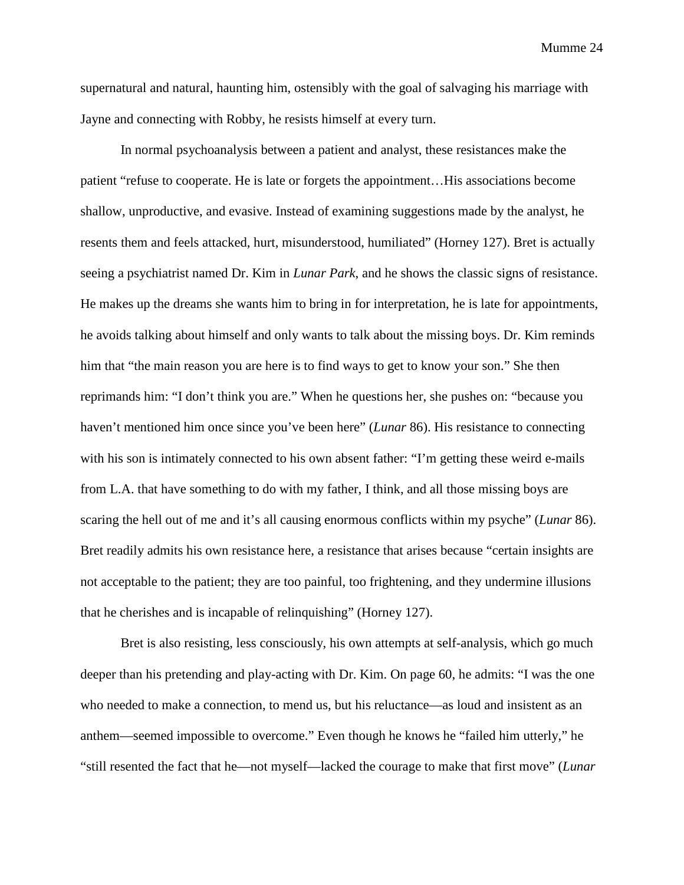supernatural and natural, haunting him, ostensibly with the goal of salvaging his marriage with Jayne and connecting with Robby, he resists himself at every turn.

In normal psychoanalysis between a patient and analyst, these resistances make the patient "refuse to cooperate. He is late or forgets the appointment…His associations become shallow, unproductive, and evasive. Instead of examining suggestions made by the analyst, he resents them and feels attacked, hurt, misunderstood, humiliated" (Horney 127). Bret is actually seeing a psychiatrist named Dr. Kim in *Lunar Park*, and he shows the classic signs of resistance. He makes up the dreams she wants him to bring in for interpretation, he is late for appointments, he avoids talking about himself and only wants to talk about the missing boys. Dr. Kim reminds him that "the main reason you are here is to find ways to get to know your son." She then reprimands him: "I don't think you are." When he questions her, she pushes on: "because you haven't mentioned him once since you've been here" (*Lunar* 86). His resistance to connecting with his son is intimately connected to his own absent father: "I'm getting these weird e-mails from L.A. that have something to do with my father, I think, and all those missing boys are scaring the hell out of me and it's all causing enormous conflicts within my psyche" (*Lunar* 86). Bret readily admits his own resistance here, a resistance that arises because "certain insights are not acceptable to the patient; they are too painful, too frightening, and they undermine illusions that he cherishes and is incapable of relinquishing" (Horney 127).

Bret is also resisting, less consciously, his own attempts at self-analysis, which go much deeper than his pretending and play-acting with Dr. Kim. On page 60, he admits: "I was the one who needed to make a connection, to mend us, but his reluctance—as loud and insistent as an anthem—seemed impossible to overcome." Even though he knows he "failed him utterly," he "still resented the fact that he—not myself—lacked the courage to make that first move" (*Lunar*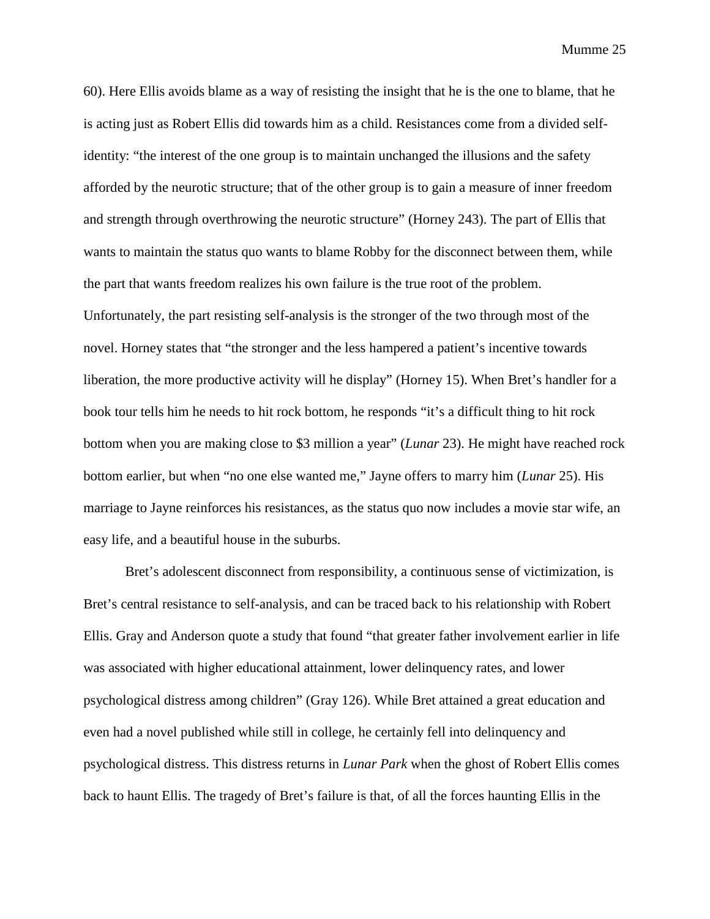60). Here Ellis avoids blame as a way of resisting the insight that he is the one to blame, that he is acting just as Robert Ellis did towards him as a child. Resistances come from a divided self-identity: "the interest of the one group is to maintain unchanged the illusions and the safety afforded by the neurotic structure; that of the other group is to gain a measure of inner freedom and strength through overthrowing the neurotic structure" (Horney 243). The part of Ellis that wants to maintain the status quo wants to blame Robby for the disconnect between them, while the part that wants freedom realizes his own failure is the true root of the problem. Unfortunately, the part resisting self-analysis is the stronger of the two through most of the novel. Horney states that "the stronger and the less hampered a patient's incentive towards liberation, the more productive activity will he display" (Horney 15). When Bret's handler for a book tour tells him he needs to hit rock bottom, he responds "it's a difficult thing to hit rock bottom when you are making close to $3 million a year" (*Lunar* 23). He might have reached rock bottom earlier, but when "no one else wanted me," Jayne offers to marry him (*Lunar* 25). His marriage to Jayne reinforces his resistances, as the status quo now includes a movie star wife, an easy life, and a beautiful house in the suburbs.

Bret's adolescent disconnect from responsibility, a continuous sense of victimization, is Bret's central resistance to self-analysis, and can be traced back to his relationship with Robert Ellis. Gray and Anderson quote a study that found "that greater father involvement earlier in life was associated with higher educational attainment, lower delinquency rates, and lower psychological distress among children" (Gray 126). While Bret attained a great education and even had a novel published while still in college, he certainly fell into delinquency and psychological distress. This distress returns in *Lunar Park* when the ghost of Robert Ellis comes back to haunt Ellis. The tragedy of Bret's failure is that, of all the forces haunting Ellis in the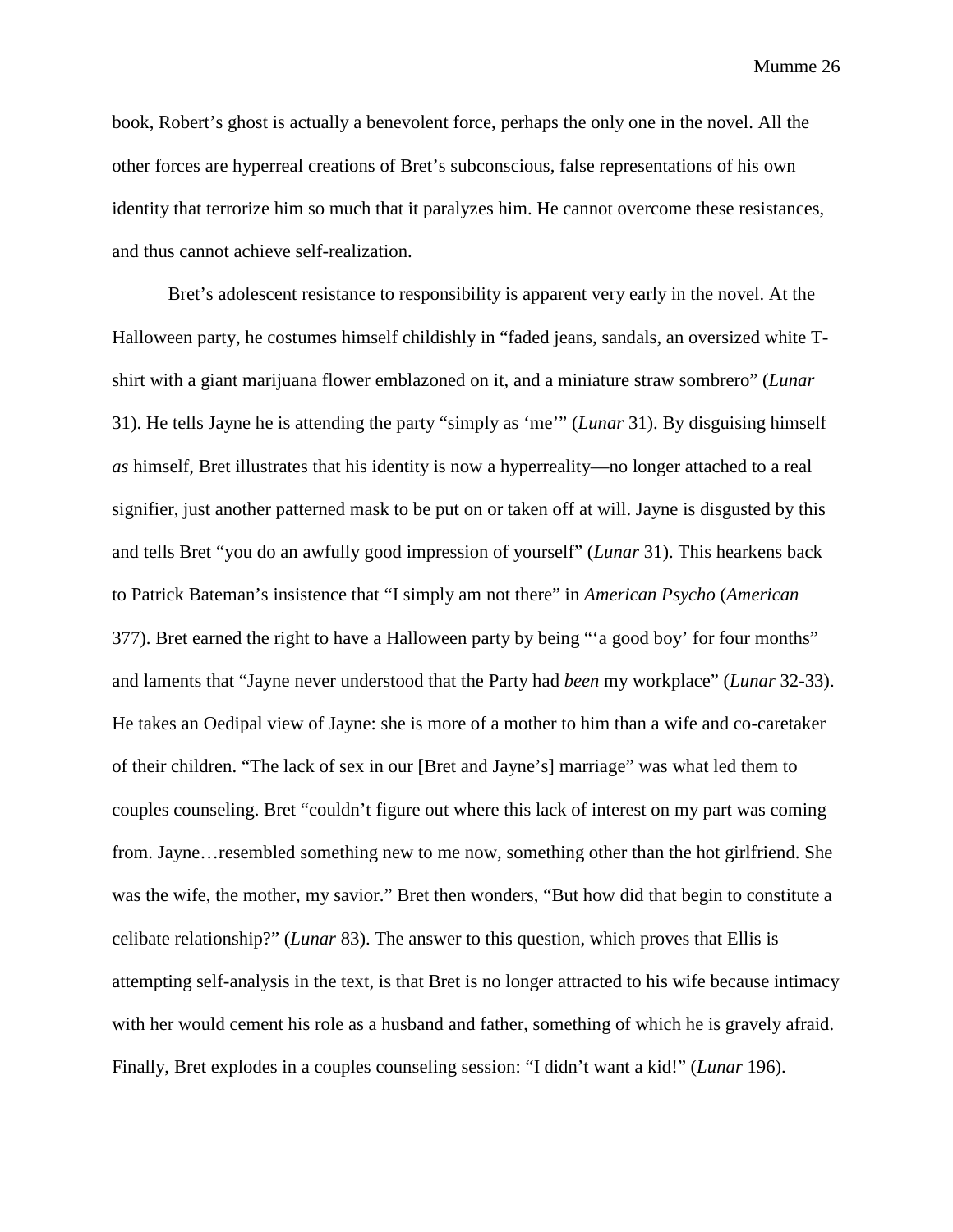book, Robert's ghost is actually a benevolent force, perhaps the only one in the novel. All the other forces are hyperreal creations of Bret's subconscious, false representations of his own identity that terrorize him so much that it paralyzes him. He cannot overcome these resistances, and thus cannot achieve self-realization.

Bret's adolescent resistance to responsibility is apparent very early in the novel. At the Halloween party, he costumes himself childishly in "faded jeans, sandals, an oversized white T-shirt with a giant marijuana flower emblazoned on it, and a miniature straw sombrero" (*Lunar* 31). He tells Jayne he is attending the party "simply as 'me'" (*Lunar* 31). By disguising himself *as* himself, Bret illustrates that his identity is now a hyperreality—no longer attached to a real signifier, just another patterned mask to be put on or taken off at will. Jayne is disgusted by this and tells Bret "you do an awfully good impression of yourself" (*Lunar* 31). This hearkens back to Patrick Bateman's insistence that "I simply am not there" in *American Psycho* (*American* 377). Bret earned the right to have a Halloween party by being "'a good boy' for four months" and laments that "Jayne never understood that the Party had *been* my workplace" (*Lunar* 32-33). He takes an Oedipal view of Jayne: she is more of a mother to him than a wife and co-caretaker of their children. "The lack of sex in our [Bret and Jayne's] marriage" was what led them to couples counseling. Bret "couldn't figure out where this lack of interest on my part was coming from. Jayne…resembled something new to me now, something other than the hot girlfriend. She was the wife, the mother, my savior." Bret then wonders, "But how did that begin to constitute a celibate relationship?" (*Lunar* 83). The answer to this question, which proves that Ellis is attempting self-analysis in the text, is that Bret is no longer attracted to his wife because intimacy with her would cement his role as a husband and father, something of which he is gravely afraid. Finally, Bret explodes in a couples counseling session: "I didn't want a kid!" (*Lunar* 196).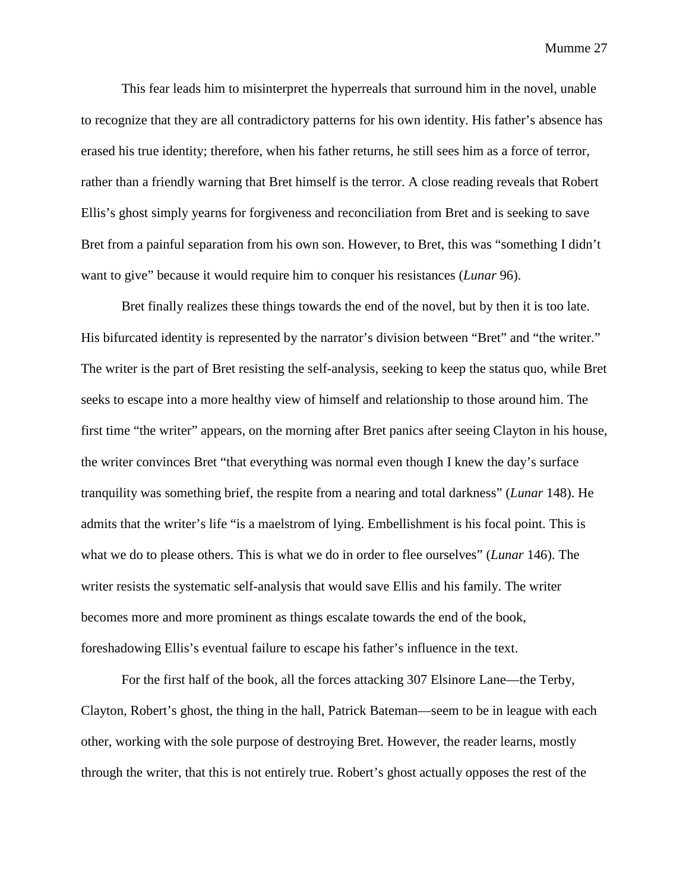This fear leads him to misinterpret the hyperreals that surround him in the novel, unable to recognize that they are all contradictory patterns for his own identity. His father's absence has erased his true identity; therefore, when his father returns, he still sees him as a force of terror, rather than a friendly warning that Bret himself is the terror. A close reading reveals that Robert Ellis's ghost simply yearns for forgiveness and reconciliation from Bret and is seeking to save Bret from a painful separation from his own son. However, to Bret, this was "something I didn't want to give" because it would require him to conquer his resistances (*Lunar* 96).

Bret finally realizes these things towards the end of the novel, but by then it is too late. His bifurcated identity is represented by the narrator's division between "Bret" and "the writer." The writer is the part of Bret resisting the self-analysis, seeking to keep the status quo, while Bret seeks to escape into a more healthy view of himself and relationship to those around him. The first time "the writer" appears, on the morning after Bret panics after seeing Clayton in his house, the writer convinces Bret "that everything was normal even though I knew the day's surface tranquility was something brief, the respite from a nearing and total darkness" (*Lunar* 148). He admits that the writer's life "is a maelstrom of lying. Embellishment is his focal point. This is what we do to please others. This is what we do in order to flee ourselves" (*Lunar* 146). The writer resists the systematic self-analysis that would save Ellis and his family. The writer becomes more and more prominent as things escalate towards the end of the book, foreshadowing Ellis's eventual failure to escape his father's influence in the text.

For the first half of the book, all the forces attacking 307 Elsinore Lane—the Terby, Clayton, Robert's ghost, the thing in the hall, Patrick Bateman—seem to be in league with each other, working with the sole purpose of destroying Bret. However, the reader learns, mostly through the writer, that this is not entirely true. Robert's ghost actually opposes the rest of the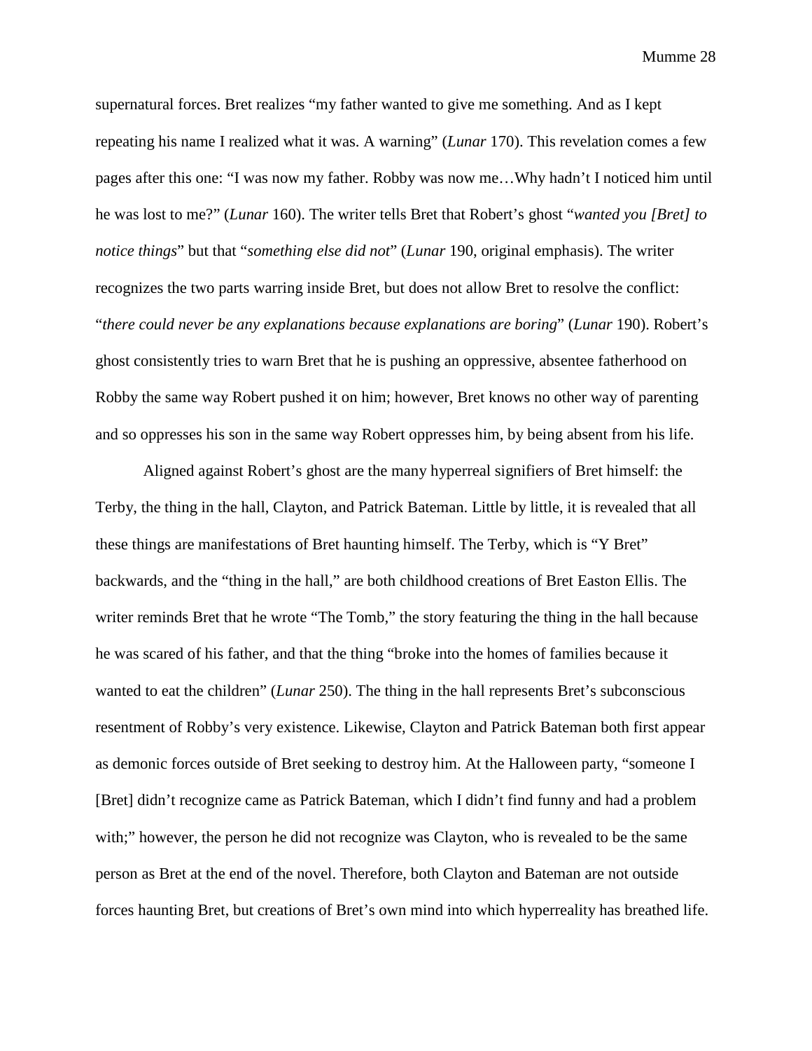supernatural forces. Bret realizes "my father wanted to give me something. And as I kept repeating his name I realized what it was. A warning" (*Lunar* 170). This revelation comes a few pages after this one: "I was now my father. Robby was now me…Why hadn't I noticed him until he was lost to me?" (*Lunar* 160). The writer tells Bret that Robert's ghost "*wanted you [Bret] to notice things*" but that "*something else did not*" (*Lunar* 190, original emphasis). The writer recognizes the two parts warring inside Bret, but does not allow Bret to resolve the conflict: "*there could never be any explanations because explanations are boring*" (*Lunar* 190). Robert's ghost consistently tries to warn Bret that he is pushing an oppressive, absentee fatherhood on Robby the same way Robert pushed it on him; however, Bret knows no other way of parenting and so oppresses his son in the same way Robert oppresses him, by being absent from his life.

Aligned against Robert's ghost are the many hyperreal signifiers of Bret himself: the Terby, the thing in the hall, Clayton, and Patrick Bateman. Little by little, it is revealed that all these things are manifestations of Bret haunting himself. The Terby, which is "Y Bret" backwards, and the "thing in the hall," are both childhood creations of Bret Easton Ellis. The writer reminds Bret that he wrote "The Tomb," the story featuring the thing in the hall because he was scared of his father, and that the thing "broke into the homes of families because it wanted to eat the children" (*Lunar* 250). The thing in the hall represents Bret's subconscious resentment of Robby's very existence. Likewise, Clayton and Patrick Bateman both first appear as demonic forces outside of Bret seeking to destroy him. At the Halloween party, "someone I [Bret] didn't recognize came as Patrick Bateman, which I didn't find funny and had a problem with;" however, the person he did not recognize was Clayton, who is revealed to be the same person as Bret at the end of the novel. Therefore, both Clayton and Bateman are not outside forces haunting Bret, but creations of Bret's own mind into which hyperreality has breathed life.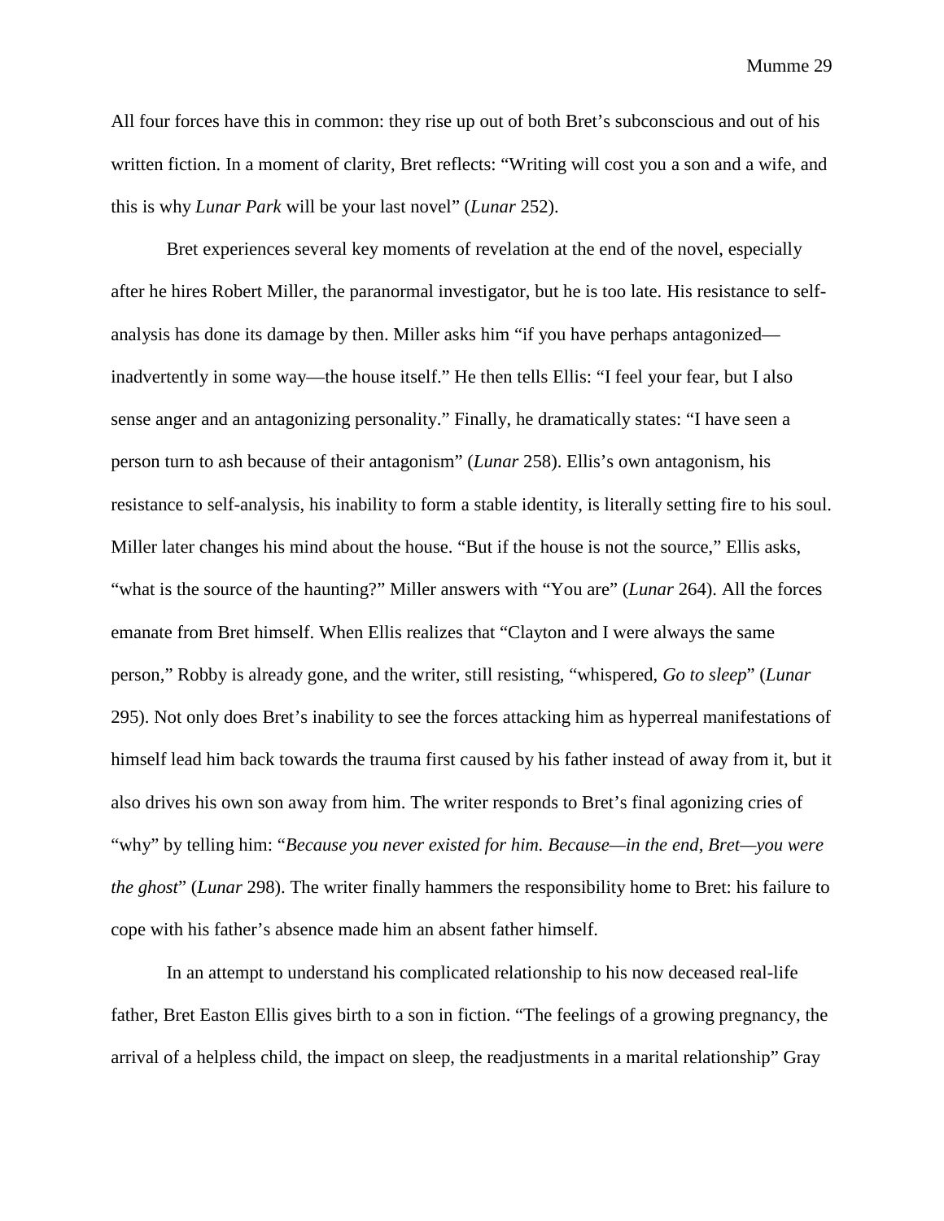All four forces have this in common: they rise up out of both Bret's subconscious and out of his written fiction. In a moment of clarity, Bret reflects: "Writing will cost you a son and a wife, and this is why *Lunar Park* will be your last novel" (*Lunar* 252).

Bret experiences several key moments of revelation at the end of the novel, especially after he hires Robert Miller, the paranormal investigator, but he is too late. His resistance to self-analysis has done its damage by then. Miller asks him "if you have perhaps antagonized—inadvertently in some way—the house itself." He then tells Ellis: "I feel your fear, but I also sense anger and an antagonizing personality." Finally, he dramatically states: "I have seen a person turn to ash because of their antagonism" (*Lunar* 258). Ellis's own antagonism, his resistance to self-analysis, his inability to form a stable identity, is literally setting fire to his soul. Miller later changes his mind about the house. "But if the house is not the source," Ellis asks, "what is the source of the haunting?" Miller answers with "You are" (*Lunar* 264). All the forces emanate from Bret himself. When Ellis realizes that "Clayton and I were always the same person," Robby is already gone, and the writer, still resisting, "whispered, *Go to sleep*" (*Lunar* 295). Not only does Bret's inability to see the forces attacking him as hyperreal manifestations of himself lead him back towards the trauma first caused by his father instead of away from it, but it also drives his own son away from him. The writer responds to Bret's final agonizing cries of "why" by telling him: "*Because you never existed for him. Because—in the end, Bret—you were the ghost*" (*Lunar* 298). The writer finally hammers the responsibility home to Bret: his failure to cope with his father's absence made him an absent father himself.

In an attempt to understand his complicated relationship to his now deceased real-life father, Bret Easton Ellis gives birth to a son in fiction. "The feelings of a growing pregnancy, the arrival of a helpless child, the impact on sleep, the readjustments in a marital relationship" Gray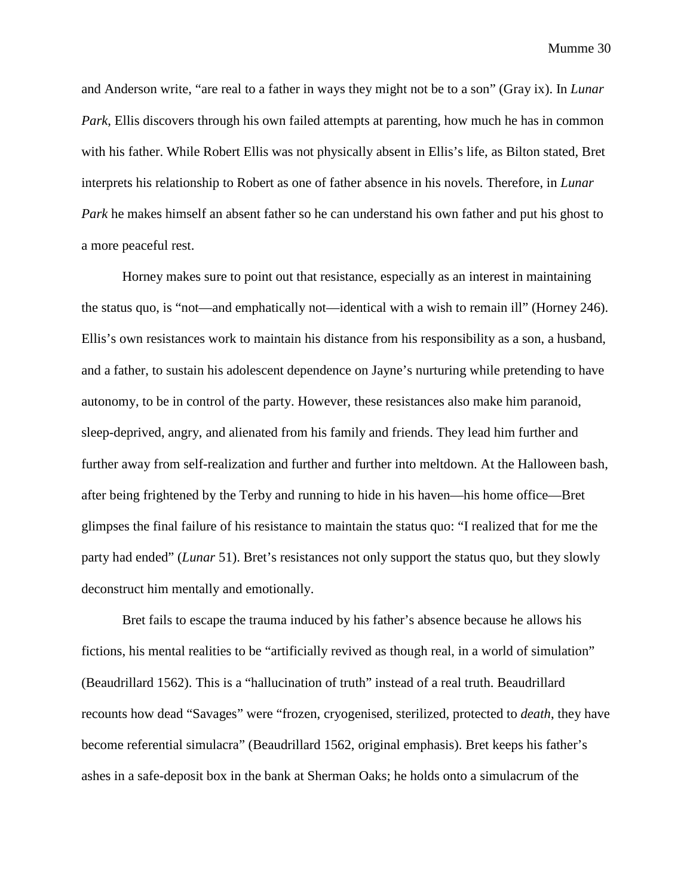and Anderson write, "are real to a father in ways they might not be to a son" (Gray ix). In *Lunar Park*, Ellis discovers through his own failed attempts at parenting, how much he has in common with his father. While Robert Ellis was not physically absent in Ellis's life, as Bilton stated, Bret interprets his relationship to Robert as one of father absence in his novels. Therefore, in *Lunar Park* he makes himself an absent father so he can understand his own father and put his ghost to a more peaceful rest.

Horney makes sure to point out that resistance, especially as an interest in maintaining the status quo, is "not—and emphatically not—identical with a wish to remain ill" (Horney 246). Ellis's own resistances work to maintain his distance from his responsibility as a son, a husband, and a father, to sustain his adolescent dependence on Jayne's nurturing while pretending to have autonomy, to be in control of the party. However, these resistances also make him paranoid, sleep-deprived, angry, and alienated from his family and friends. They lead him further and further away from self-realization and further and further into meltdown. At the Halloween bash, after being frightened by the Terby and running to hide in his haven—his home office—Bret glimpses the final failure of his resistance to maintain the status quo: "I realized that for me the party had ended" (*Lunar* 51). Bret's resistances not only support the status quo, but they slowly deconstruct him mentally and emotionally.

Bret fails to escape the trauma induced by his father's absence because he allows his fictions, his mental realities to be "artificially revived as though real, in a world of simulation" (Beaudrillard 1562). This is a "hallucination of truth" instead of a real truth. Beaudrillard recounts how dead "Savages" were "frozen, cryogenised, sterilized, protected to *death*, they have become referential simulacra" (Beaudrillard 1562, original emphasis). Bret keeps his father's ashes in a safe-deposit box in the bank at Sherman Oaks; he holds onto a simulacrum of the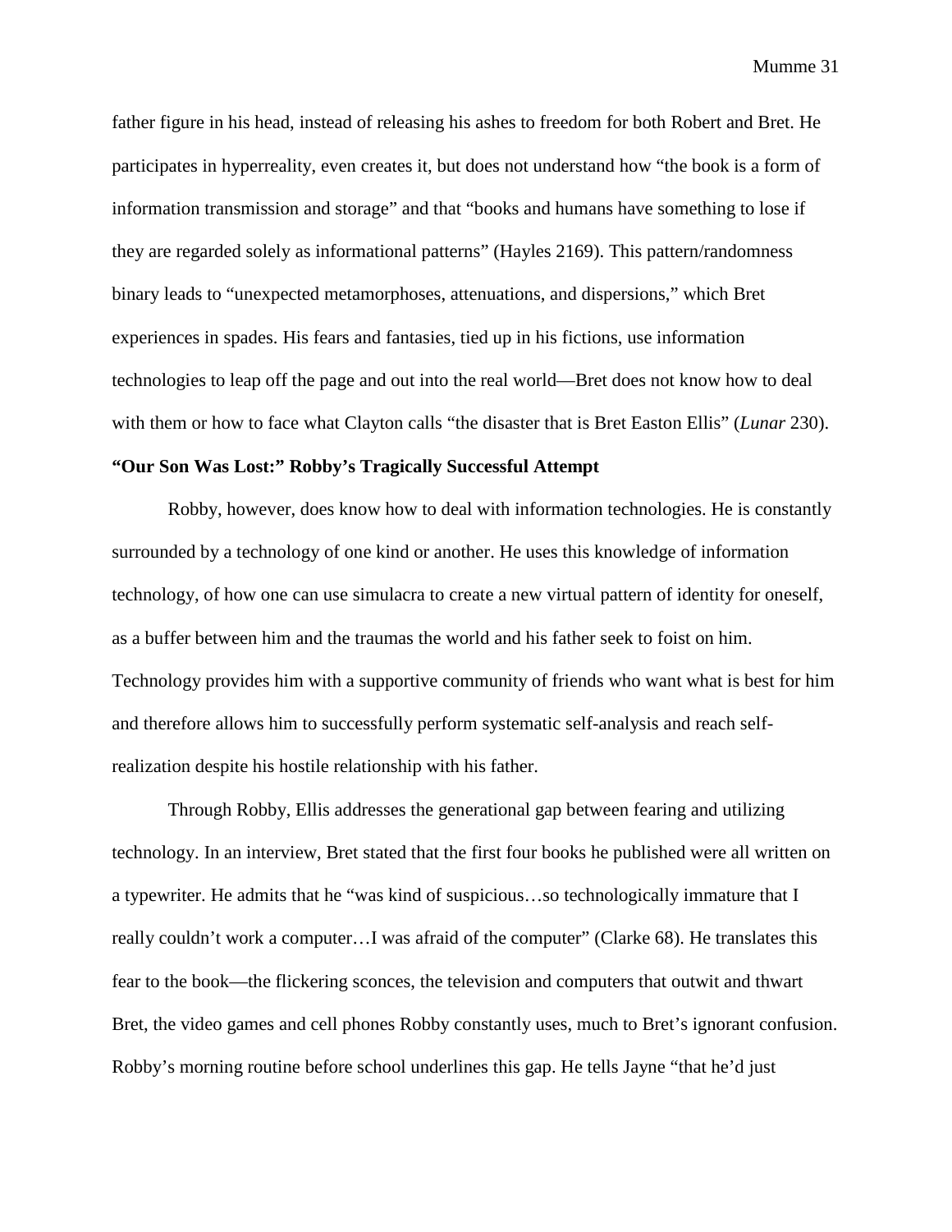father figure in his head, instead of releasing his ashes to freedom for both Robert and Bret. He participates in hyperreality, even creates it, but does not understand how "the book is a form of information transmission and storage" and that "books and humans have something to lose if they are regarded solely as informational patterns" (Hayles 2169). This pattern/randomness binary leads to "unexpected metamorphoses, attenuations, and dispersions," which Bret experiences in spades. His fears and fantasies, tied up in his fictions, use information technologies to leap off the page and out into the real world—Bret does not know how to deal with them or how to face what Clayton calls "the disaster that is Bret Easton Ellis" (*Lunar* 230).

**"Our Son Was Lost:" Robby's Tragically Successful Attempt**

Robby, however, does know how to deal with information technologies. He is constantly surrounded by a technology of one kind or another. He uses this knowledge of information technology, of how one can use simulacra to create a new virtual pattern of identity for oneself, as a buffer between him and the traumas the world and his father seek to foist on him. Technology provides him with a supportive community of friends who want what is best for him and therefore allows him to successfully perform systematic self-analysis and reach self-realization despite his hostile relationship with his father.

Through Robby, Ellis addresses the generational gap between fearing and utilizing technology. In an interview, Bret stated that the first four books he published were all written on a typewriter. He admits that he "was kind of suspicious…so technologically immature that I really couldn't work a computer…I was afraid of the computer" (Clarke 68). He translates this fear to the book—the flickering sconces, the television and computers that outwit and thwart Bret, the video games and cell phones Robby constantly uses, much to Bret's ignorant confusion. Robby's morning routine before school underlines this gap. He tells Jayne "that he'd just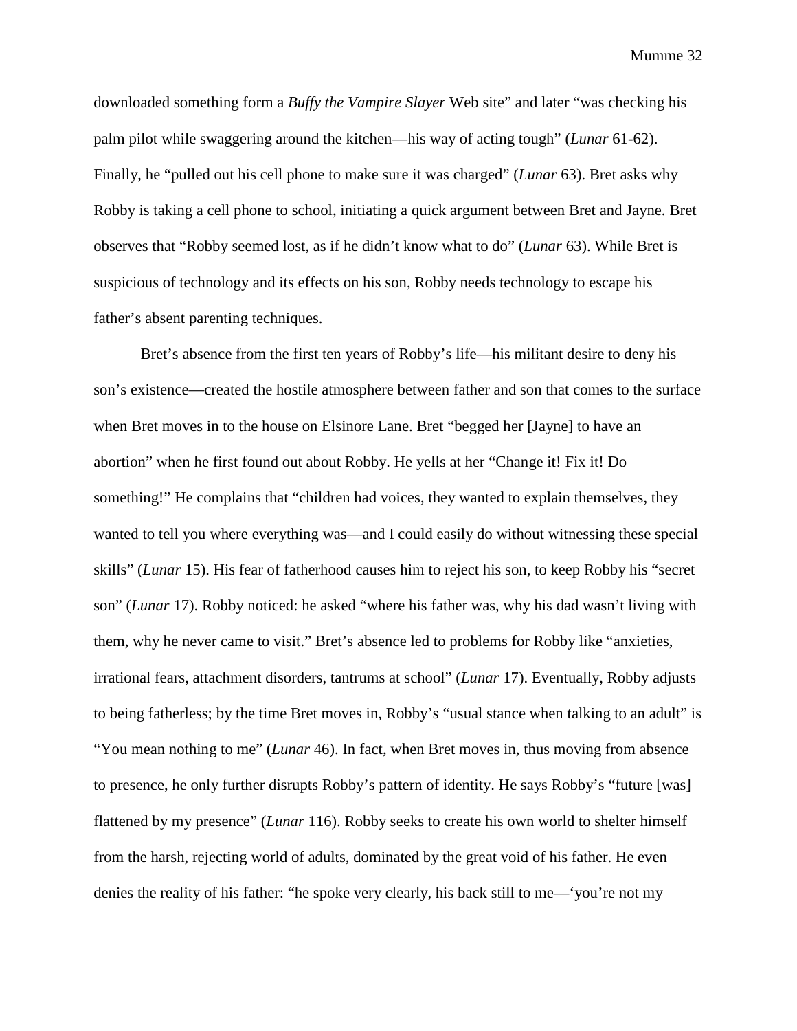downloaded something form a *Buffy the Vampire Slayer* Web site" and later "was checking his palm pilot while swaggering around the kitchen—his way of acting tough" (*Lunar* 61-62). Finally, he "pulled out his cell phone to make sure it was charged" (*Lunar* 63). Bret asks why Robby is taking a cell phone to school, initiating a quick argument between Bret and Jayne. Bret observes that "Robby seemed lost, as if he didn't know what to do" (*Lunar* 63). While Bret is suspicious of technology and its effects on his son, Robby needs technology to escape his father's absent parenting techniques.

Bret's absence from the first ten years of Robby's life—his militant desire to deny his son's existence—created the hostile atmosphere between father and son that comes to the surface when Bret moves in to the house on Elsinore Lane. Bret "begged her [Jayne] to have an abortion" when he first found out about Robby. He yells at her "Change it! Fix it! Do something!" He complains that "children had voices, they wanted to explain themselves, they wanted to tell you where everything was—and I could easily do without witnessing these special skills" (*Lunar* 15). His fear of fatherhood causes him to reject his son, to keep Robby his "secret son" (*Lunar* 17). Robby noticed: he asked "where his father was, why his dad wasn't living with them, why he never came to visit." Bret's absence led to problems for Robby like "anxieties, irrational fears, attachment disorders, tantrums at school" (*Lunar* 17). Eventually, Robby adjusts to being fatherless; by the time Bret moves in, Robby's "usual stance when talking to an adult" is "You mean nothing to me" (*Lunar* 46). In fact, when Bret moves in, thus moving from absence to presence, he only further disrupts Robby's pattern of identity. He says Robby's "future [was] flattened by my presence" (*Lunar* 116). Robby seeks to create his own world to shelter himself from the harsh, rejecting world of adults, dominated by the great void of his father. He even denies the reality of his father: "he spoke very clearly, his back still to me—'you're not my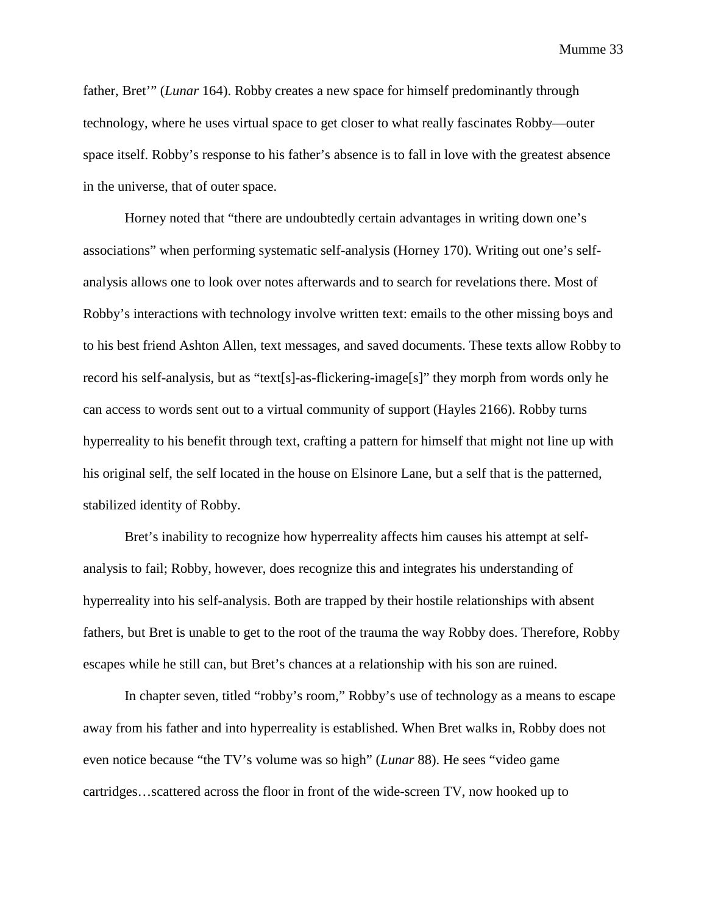father, Bret'" (*Lunar* 164). Robby creates a new space for himself predominantly through technology, where he uses virtual space to get closer to what really fascinates Robby—outer space itself. Robby's response to his father's absence is to fall in love with the greatest absence in the universe, that of outer space.

Horney noted that "there are undoubtedly certain advantages in writing down one's associations" when performing systematic self-analysis (Horney 170). Writing out one's self-analysis allows one to look over notes afterwards and to search for revelations there. Most of Robby's interactions with technology involve written text: emails to the other missing boys and to his best friend Ashton Allen, text messages, and saved documents. These texts allow Robby to record his self-analysis, but as "text[s]-as-flickering-image[s]" they morph from words only he can access to words sent out to a virtual community of support (Hayles 2166). Robby turns hyperreality to his benefit through text, crafting a pattern for himself that might not line up with his original self, the self located in the house on Elsinore Lane, but a self that is the patterned, stabilized identity of Robby.

Bret's inability to recognize how hyperreality affects him causes his attempt at self-analysis to fail; Robby, however, does recognize this and integrates his understanding of hyperreality into his self-analysis. Both are trapped by their hostile relationships with absent fathers, but Bret is unable to get to the root of the trauma the way Robby does. Therefore, Robby escapes while he still can, but Bret's chances at a relationship with his son are ruined.

In chapter seven, titled "robby's room," Robby's use of technology as a means to escape away from his father and into hyperreality is established. When Bret walks in, Robby does not even notice because "the TV's volume was so high" (*Lunar* 88). He sees "video game cartridges…scattered across the floor in front of the wide-screen TV, now hooked up to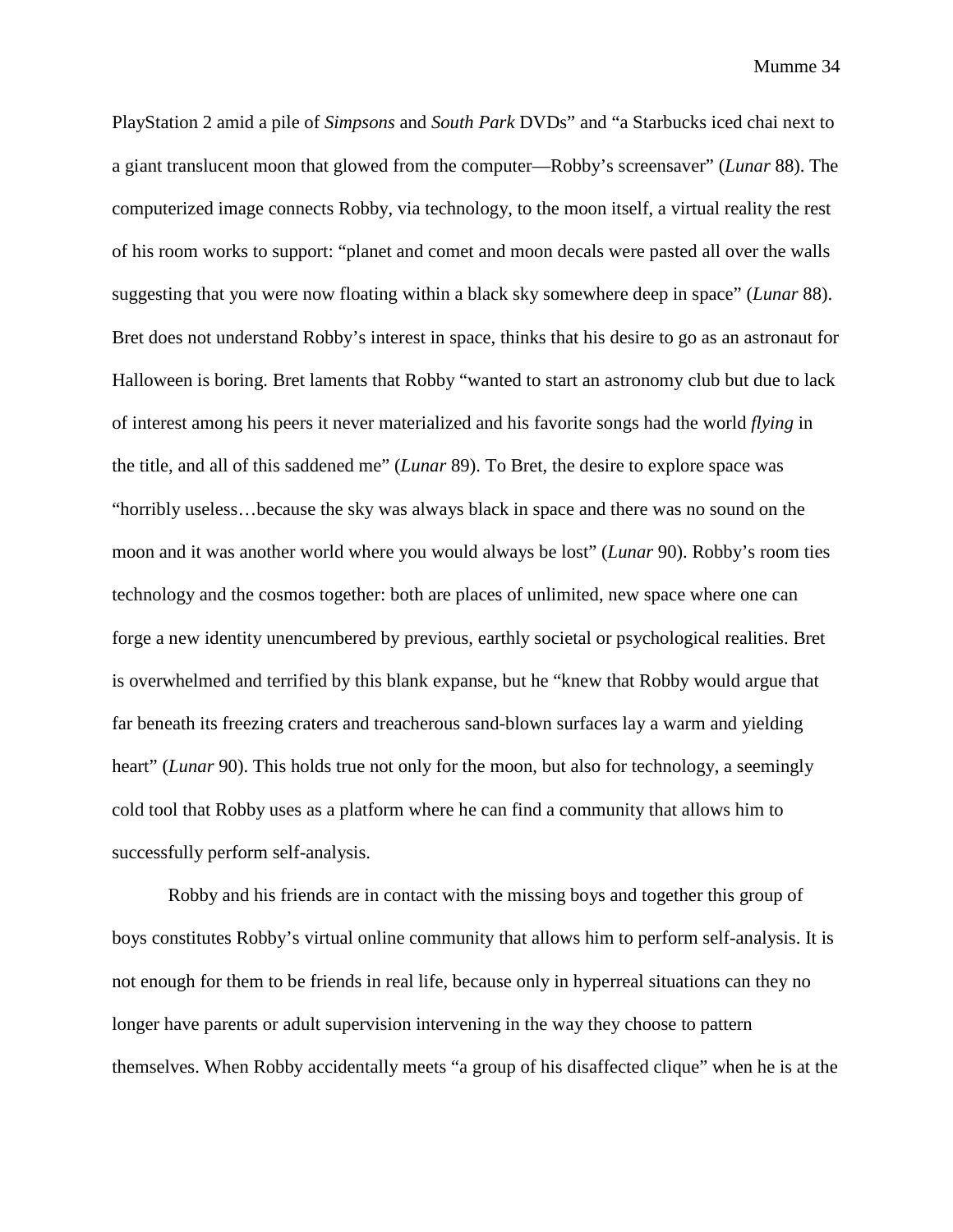PlayStation 2 amid a pile of *Simpsons* and *South Park* DVDs" and "a Starbucks iced chai next to a giant translucent moon that glowed from the computer—Robby's screensaver" (*Lunar* 88). The computerized image connects Robby, via technology, to the moon itself, a virtual reality the rest of his room works to support: "planet and comet and moon decals were pasted all over the walls suggesting that you were now floating within a black sky somewhere deep in space" (*Lunar* 88). Bret does not understand Robby's interest in space, thinks that his desire to go as an astronaut for Halloween is boring. Bret laments that Robby "wanted to start an astronomy club but due to lack of interest among his peers it never materialized and his favorite songs had the world *flying* in the title, and all of this saddened me" (*Lunar* 89). To Bret, the desire to explore space was "horribly useless…because the sky was always black in space and there was no sound on the moon and it was another world where you would always be lost" (*Lunar* 90). Robby's room ties technology and the cosmos together: both are places of unlimited, new space where one can forge a new identity unencumbered by previous, earthly societal or psychological realities. Bret is overwhelmed and terrified by this blank expanse, but he "knew that Robby would argue that far beneath its freezing craters and treacherous sand-blown surfaces lay a warm and yielding heart" (*Lunar* 90). This holds true not only for the moon, but also for technology, a seemingly cold tool that Robby uses as a platform where he can find a community that allows him to successfully perform self-analysis.

Robby and his friends are in contact with the missing boys and together this group of boys constitutes Robby's virtual online community that allows him to perform self-analysis. It is not enough for them to be friends in real life, because only in hyperreal situations can they no longer have parents or adult supervision intervening in the way they choose to pattern themselves. When Robby accidentally meets "a group of his disaffected clique" when he is at the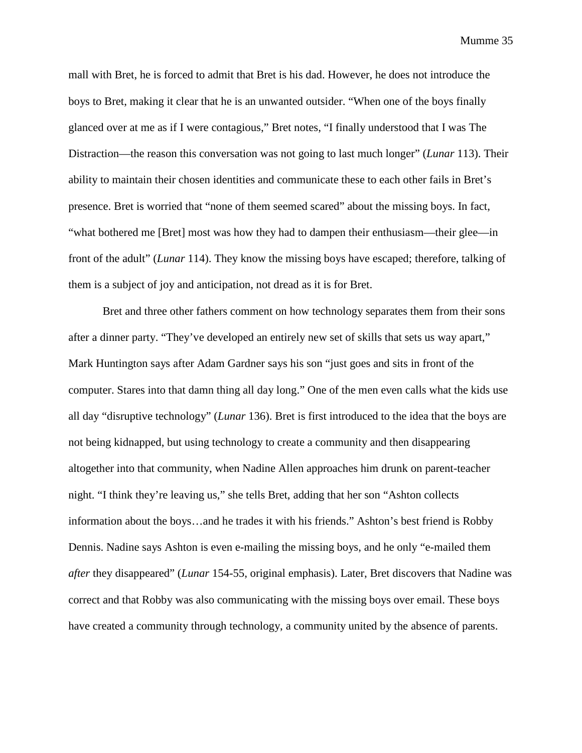mall with Bret, he is forced to admit that Bret is his dad. However, he does not introduce the boys to Bret, making it clear that he is an unwanted outsider. “When one of the boys finally glanced over at me as if I were contagious,” Bret notes, “I finally understood that I was The Distraction—the reason this conversation was not going to last much longer” (*Lunar* 113). Their ability to maintain their chosen identities and communicate these to each other fails in Bret’s presence. Bret is worried that “none of them seemed scared” about the missing boys. In fact, “what bothered me [Bret] most was how they had to dampen their enthusiasm—their glee—in front of the adult” (*Lunar* 114). They know the missing boys have escaped; therefore, talking of them is a subject of joy and anticipation, not dread as it is for Bret.

Bret and three other fathers comment on how technology separates them from their sons after a dinner party. “They’ve developed an entirely new set of skills that sets us way apart,” Mark Huntington says after Adam Gardner says his son “just goes and sits in front of the computer. Stares into that damn thing all day long.” One of the men even calls what the kids use all day “disruptive technology” (*Lunar* 136). Bret is first introduced to the idea that the boys are not being kidnapped, but using technology to create a community and then disappearing altogether into that community, when Nadine Allen approaches him drunk on parent-teacher night. “I think they’re leaving us,” she tells Bret, adding that her son “Ashton collects information about the boys…and he trades it with his friends.” Ashton’s best friend is Robby Dennis. Nadine says Ashton is even e-mailing the missing boys, and he only “e-mailed them *after* they disappeared” (*Lunar* 154-55, original emphasis). Later, Bret discovers that Nadine was correct and that Robby was also communicating with the missing boys over email. These boys have created a community through technology, a community united by the absence of parents.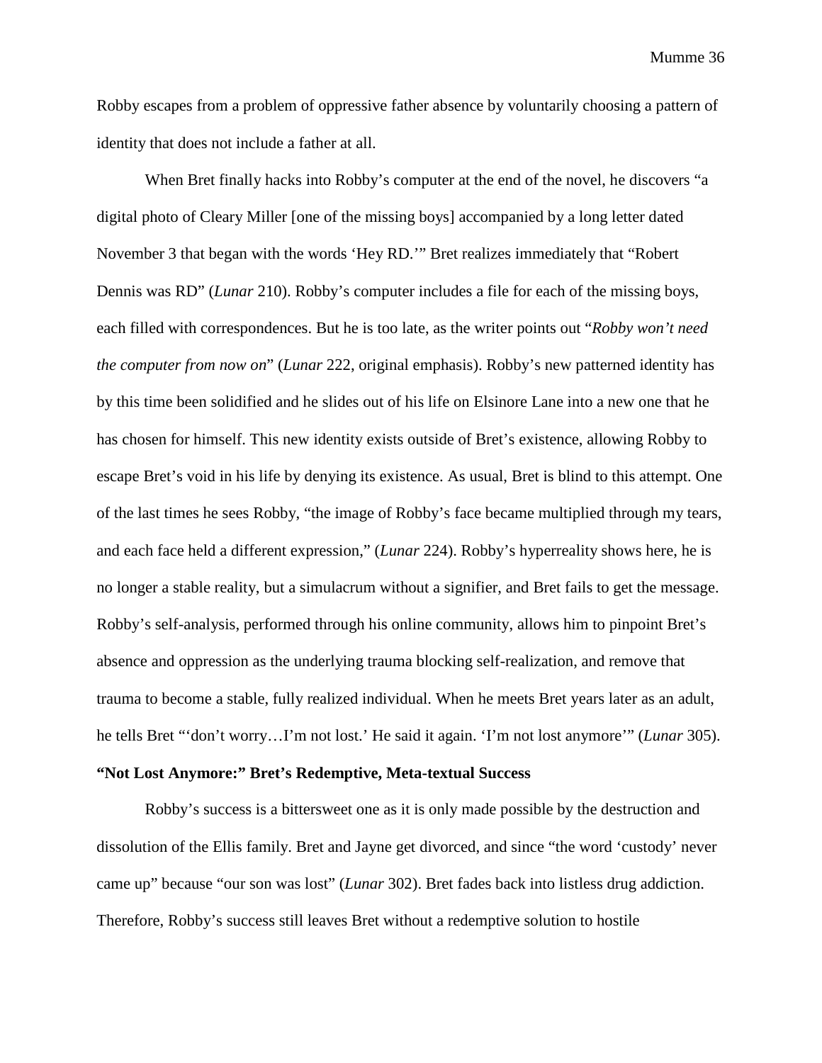Robby escapes from a problem of oppressive father absence by voluntarily choosing a pattern of identity that does not include a father at all.

When Bret finally hacks into Robby's computer at the end of the novel, he discovers "a digital photo of Cleary Miller [one of the missing boys] accompanied by a long letter dated November 3 that began with the words 'Hey RD.'" Bret realizes immediately that "Robert Dennis was RD" (*Lunar* 210). Robby's computer includes a file for each of the missing boys, each filled with correspondences. But he is too late, as the writer points out "*Robby won't need the computer from now on*" (*Lunar* 222, original emphasis). Robby's new patterned identity has by this time been solidified and he slides out of his life on Elsinore Lane into a new one that he has chosen for himself. This new identity exists outside of Bret's existence, allowing Robby to escape Bret's void in his life by denying its existence. As usual, Bret is blind to this attempt. One of the last times he sees Robby, "the image of Robby's face became multiplied through my tears, and each face held a different expression," (*Lunar* 224). Robby's hyperreality shows here, he is no longer a stable reality, but a simulacrum without a signifier, and Bret fails to get the message. Robby's self-analysis, performed through his online community, allows him to pinpoint Bret's absence and oppression as the underlying trauma blocking self-realization, and remove that trauma to become a stable, fully realized individual. When he meets Bret years later as an adult, he tells Bret "'don't worry…I'm not lost.' He said it again. 'I'm not lost anymore'" (*Lunar* 305).

**"Not Lost Anymore:" Bret's Redemptive, Meta-textual Success**

Robby's success is a bittersweet one as it is only made possible by the destruction and dissolution of the Ellis family. Bret and Jayne get divorced, and since "the word 'custody' never came up" because "our son was lost" (*Lunar* 302). Bret fades back into listless drug addiction. Therefore, Robby's success still leaves Bret without a redemptive solution to hostile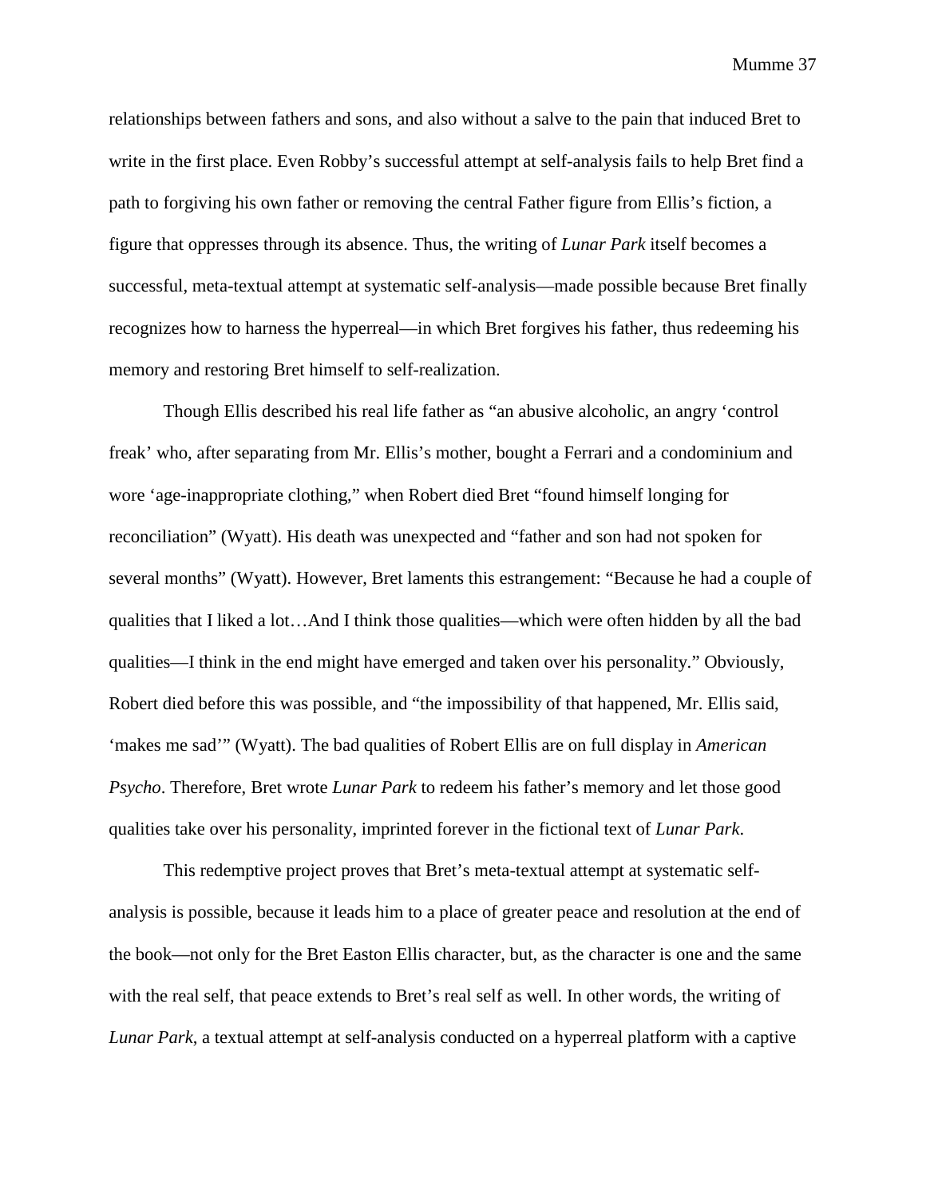relationships between fathers and sons, and also without a salve to the pain that induced Bret to write in the first place. Even Robby's successful attempt at self-analysis fails to help Bret find a path to forgiving his own father or removing the central Father figure from Ellis's fiction, a figure that oppresses through its absence. Thus, the writing of *Lunar Park* itself becomes a successful, meta-textual attempt at systematic self-analysis—made possible because Bret finally recognizes how to harness the hyperreal—in which Bret forgives his father, thus redeeming his memory and restoring Bret himself to self-realization.

Though Ellis described his real life father as "an abusive alcoholic, an angry 'control freak' who, after separating from Mr. Ellis's mother, bought a Ferrari and a condominium and wore 'age-inappropriate clothing," when Robert died Bret "found himself longing for reconciliation" (Wyatt). His death was unexpected and "father and son had not spoken for several months" (Wyatt). However, Bret laments this estrangement: "Because he had a couple of qualities that I liked a lot…And I think those qualities—which were often hidden by all the bad qualities—I think in the end might have emerged and taken over his personality." Obviously, Robert died before this was possible, and "the impossibility of that happened, Mr. Ellis said, 'makes me sad'" (Wyatt). The bad qualities of Robert Ellis are on full display in *American Psycho*. Therefore, Bret wrote *Lunar Park* to redeem his father's memory and let those good qualities take over his personality, imprinted forever in the fictional text of *Lunar Park*.

This redemptive project proves that Bret's meta-textual attempt at systematic self-analysis is possible, because it leads him to a place of greater peace and resolution at the end of the book—not only for the Bret Easton Ellis character, but, as the character is one and the same with the real self, that peace extends to Bret's real self as well. In other words, the writing of *Lunar Park*, a textual attempt at self-analysis conducted on a hyperreal platform with a captive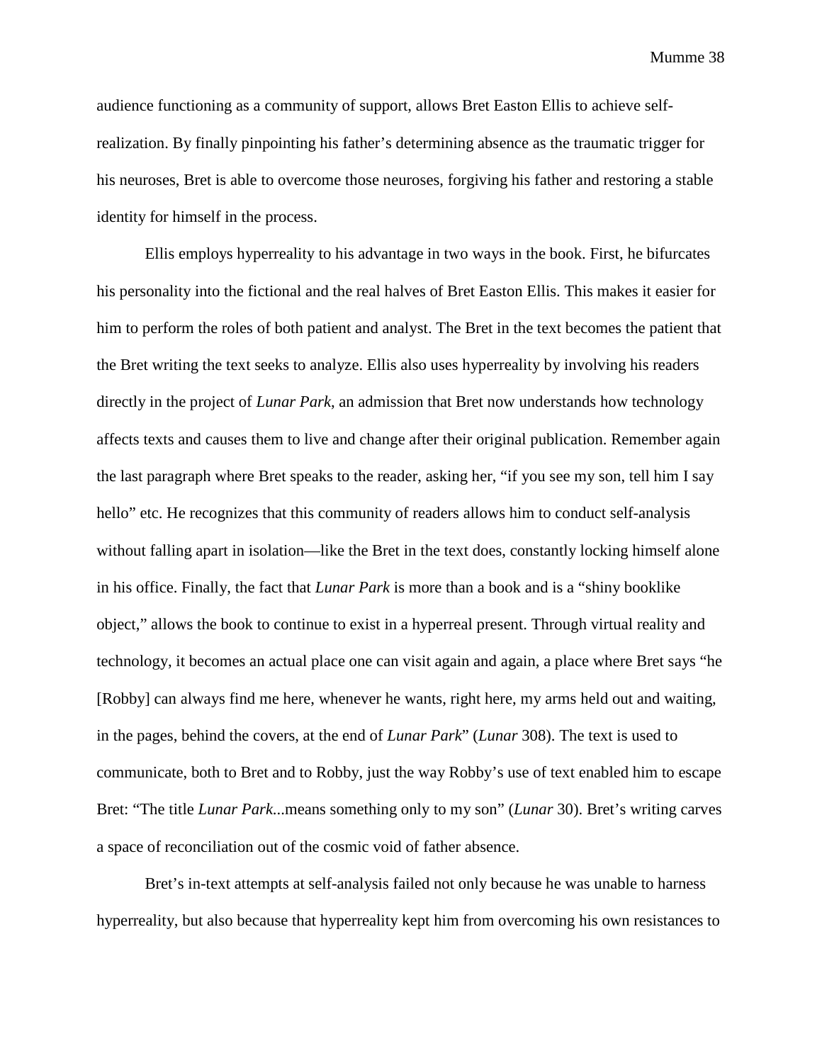audience functioning as a community of support, allows Bret Easton Ellis to achieve self-realization. By finally pinpointing his father's determining absence as the traumatic trigger for his neuroses, Bret is able to overcome those neuroses, forgiving his father and restoring a stable identity for himself in the process.

Ellis employs hyperreality to his advantage in two ways in the book. First, he bifurcates his personality into the fictional and the real halves of Bret Easton Ellis. This makes it easier for him to perform the roles of both patient and analyst. The Bret in the text becomes the patient that the Bret writing the text seeks to analyze. Ellis also uses hyperreality by involving his readers directly in the project of *Lunar Park,* an admission that Bret now understands how technology affects texts and causes them to live and change after their original publication. Remember again the last paragraph where Bret speaks to the reader, asking her, "if you see my son, tell him I say hello" etc. He recognizes that this community of readers allows him to conduct self-analysis without falling apart in isolation—like the Bret in the text does, constantly locking himself alone in his office. Finally, the fact that *Lunar Park* is more than a book and is a "shiny booklike object," allows the book to continue to exist in a hyperreal present. Through virtual reality and technology, it becomes an actual place one can visit again and again, a place where Bret says "he [Robby] can always find me here, whenever he wants, right here, my arms held out and waiting, in the pages, behind the covers, at the end of *Lunar Park*" (*Lunar* 308). The text is used to communicate, both to Bret and to Robby, just the way Robby's use of text enabled him to escape Bret: "The title *Lunar Park*...means something only to my son" (*Lunar* 30). Bret's writing carves a space of reconciliation out of the cosmic void of father absence.

Bret's in-text attempts at self-analysis failed not only because he was unable to harness hyperreality, but also because that hyperreality kept him from overcoming his own resistances to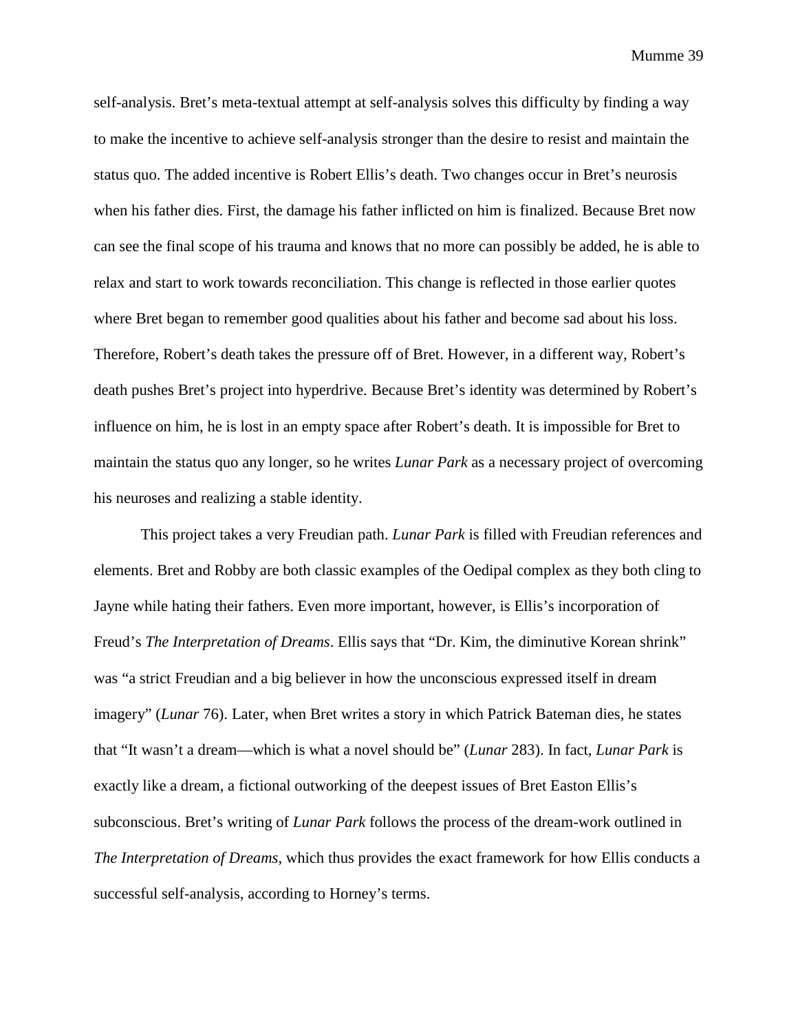self-analysis. Bret's meta-textual attempt at self-analysis solves this difficulty by finding a way to make the incentive to achieve self-analysis stronger than the desire to resist and maintain the status quo. The added incentive is Robert Ellis's death. Two changes occur in Bret's neurosis when his father dies. First, the damage his father inflicted on him is finalized. Because Bret now can see the final scope of his trauma and knows that no more can possibly be added, he is able to relax and start to work towards reconciliation. This change is reflected in those earlier quotes where Bret began to remember good qualities about his father and become sad about his loss. Therefore, Robert's death takes the pressure off of Bret. However, in a different way, Robert's death pushes Bret's project into hyperdrive. Because Bret's identity was determined by Robert's influence on him, he is lost in an empty space after Robert's death. It is impossible for Bret to maintain the status quo any longer, so he writes *Lunar Park* as a necessary project of overcoming his neuroses and realizing a stable identity.

This project takes a very Freudian path. *Lunar Park* is filled with Freudian references and elements. Bret and Robby are both classic examples of the Oedipal complex as they both cling to Jayne while hating their fathers. Even more important, however, is Ellis's incorporation of Freud's *The Interpretation of Dreams*. Ellis says that "Dr. Kim, the diminutive Korean shrink" was "a strict Freudian and a big believer in how the unconscious expressed itself in dream imagery" (*Lunar* 76). Later, when Bret writes a story in which Patrick Bateman dies, he states that "It wasn't a dream—which is what a novel should be" (*Lunar* 283). In fact, *Lunar Park* is exactly like a dream, a fictional outworking of the deepest issues of Bret Easton Ellis's subconscious. Bret's writing of *Lunar Park* follows the process of the dream-work outlined in *The Interpretation of Dreams*, which thus provides the exact framework for how Ellis conducts a successful self-analysis, according to Horney's terms.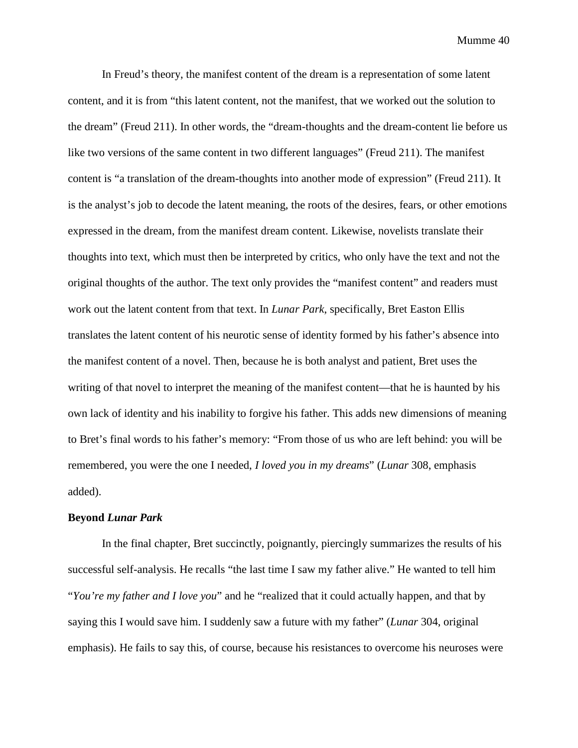In Freud's theory, the manifest content of the dream is a representation of some latent content, and it is from "this latent content, not the manifest, that we worked out the solution to the dream" (Freud 211). In other words, the "dream-thoughts and the dream-content lie before us like two versions of the same content in two different languages" (Freud 211). The manifest content is "a translation of the dream-thoughts into another mode of expression" (Freud 211). It is the analyst's job to decode the latent meaning, the roots of the desires, fears, or other emotions expressed in the dream, from the manifest dream content. Likewise, novelists translate their thoughts into text, which must then be interpreted by critics, who only have the text and not the original thoughts of the author. The text only provides the "manifest content" and readers must work out the latent content from that text. In *Lunar Park*, specifically, Bret Easton Ellis translates the latent content of his neurotic sense of identity formed by his father's absence into the manifest content of a novel. Then, because he is both analyst and patient, Bret uses the writing of that novel to interpret the meaning of the manifest content—that he is haunted by his own lack of identity and his inability to forgive his father. This adds new dimensions of meaning to Bret's final words to his father's memory: "From those of us who are left behind: you will be remembered, you were the one I needed, *I loved you in my dreams*" (*Lunar* 308, emphasis added).

**Beyond *Lunar Park***

In the final chapter, Bret succinctly, poignantly, piercingly summarizes the results of his successful self-analysis. He recalls "the last time I saw my father alive." He wanted to tell him "*You're my father and I love you*" and he "realized that it could actually happen, and that by saying this I would save him. I suddenly saw a future with my father" (*Lunar* 304, original emphasis). He fails to say this, of course, because his resistances to overcome his neuroses were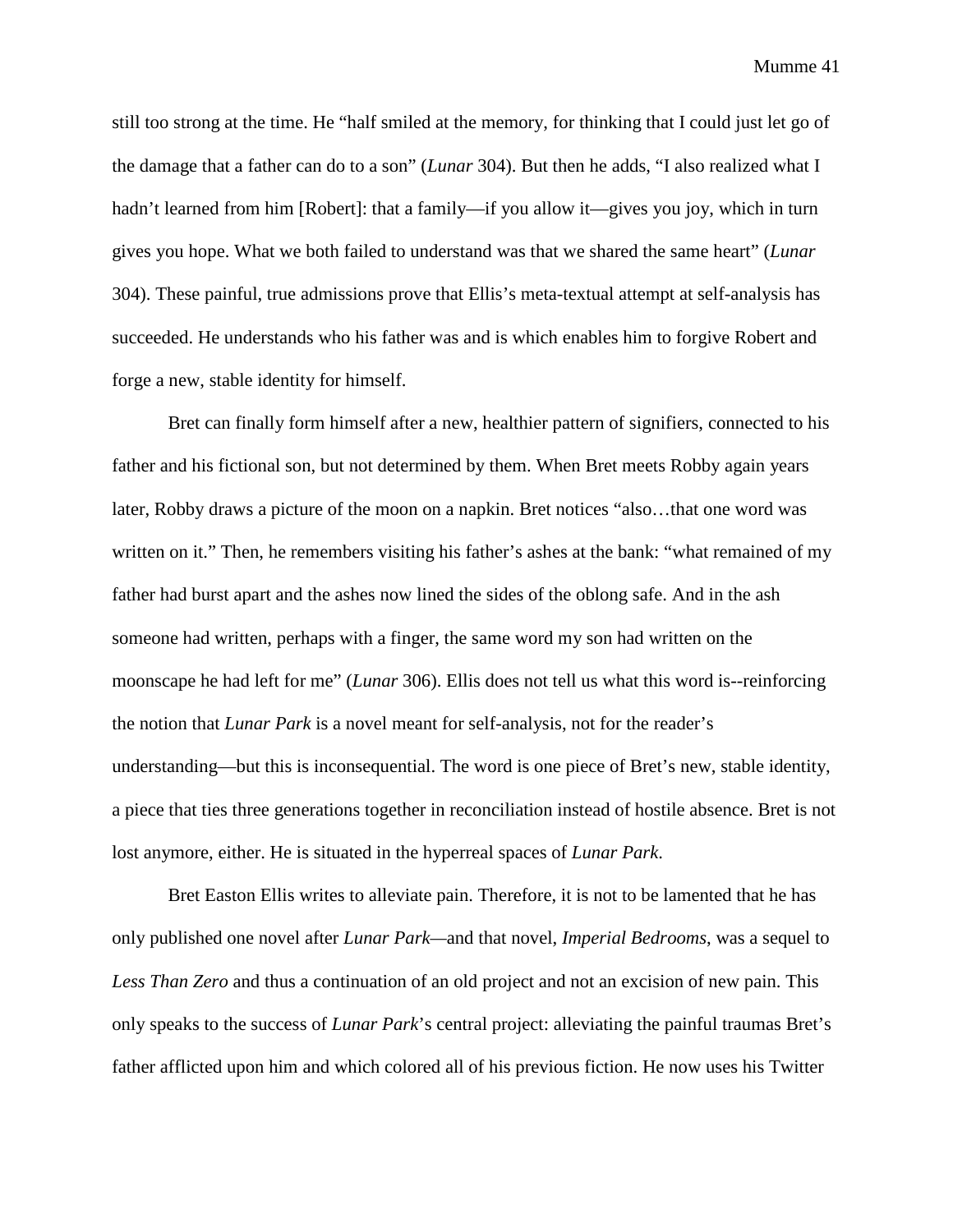still too strong at the time. He "half smiled at the memory, for thinking that I could just let go of the damage that a father can do to a son" (*Lunar* 304). But then he adds, "I also realized what I hadn't learned from him [Robert]: that a family—if you allow it—gives you joy, which in turn gives you hope. What we both failed to understand was that we shared the same heart" (*Lunar* 304). These painful, true admissions prove that Ellis's meta-textual attempt at self-analysis has succeeded. He understands who his father was and is which enables him to forgive Robert and forge a new, stable identity for himself.

Bret can finally form himself after a new, healthier pattern of signifiers, connected to his father and his fictional son, but not determined by them. When Bret meets Robby again years later, Robby draws a picture of the moon on a napkin. Bret notices "also…that one word was written on it." Then, he remembers visiting his father's ashes at the bank: "what remained of my father had burst apart and the ashes now lined the sides of the oblong safe. And in the ash someone had written, perhaps with a finger, the same word my son had written on the moonscape he had left for me" (*Lunar* 306). Ellis does not tell us what this word is--reinforcing the notion that *Lunar Park* is a novel meant for self-analysis, not for the reader's understanding—but this is inconsequential. The word is one piece of Bret's new, stable identity, a piece that ties three generations together in reconciliation instead of hostile absence. Bret is not lost anymore, either. He is situated in the hyperreal spaces of *Lunar Park*.

Bret Easton Ellis writes to alleviate pain. Therefore, it is not to be lamented that he has only published one novel after *Lunar Park*—and that novel, *Imperial Bedrooms*, was a sequel to *Less Than Zero* and thus a continuation of an old project and not an excision of new pain. This only speaks to the success of *Lunar Park*'s central project: alleviating the painful traumas Bret's father afflicted upon him and which colored all of his previous fiction. He now uses his Twitter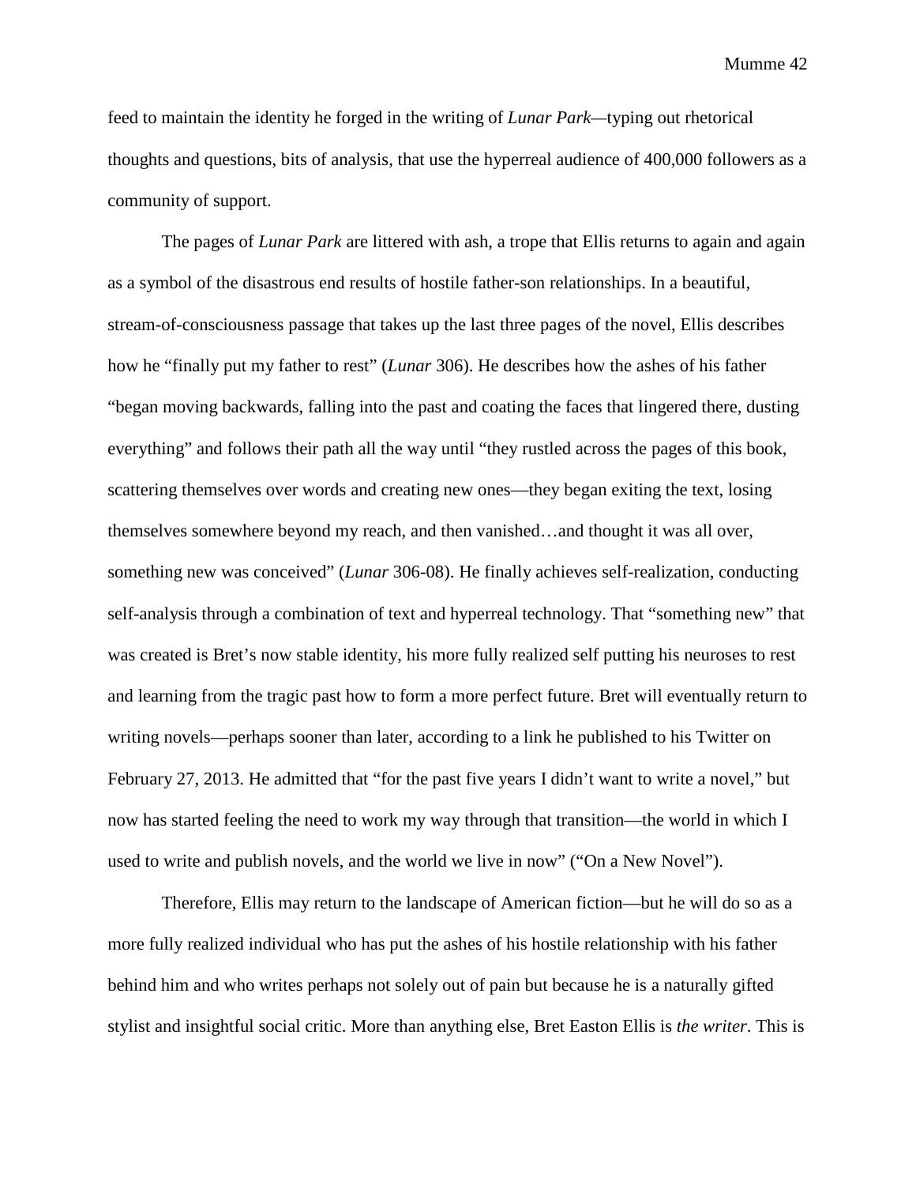feed to maintain the identity he forged in the writing of *Lunar Park*—typing out rhetorical thoughts and questions, bits of analysis, that use the hyperreal audience of 400,000 followers as a community of support.

The pages of *Lunar Park* are littered with ash, a trope that Ellis returns to again and again as a symbol of the disastrous end results of hostile father-son relationships. In a beautiful, stream-of-consciousness passage that takes up the last three pages of the novel, Ellis describes how he "finally put my father to rest" (*Lunar* 306). He describes how the ashes of his father "began moving backwards, falling into the past and coating the faces that lingered there, dusting everything" and follows their path all the way until "they rustled across the pages of this book, scattering themselves over words and creating new ones—they began exiting the text, losing themselves somewhere beyond my reach, and then vanished…and thought it was all over, something new was conceived" (*Lunar* 306-08). He finally achieves self-realization, conducting self-analysis through a combination of text and hyperreal technology. That "something new" that was created is Bret's now stable identity, his more fully realized self putting his neuroses to rest and learning from the tragic past how to form a more perfect future. Bret will eventually return to writing novels—perhaps sooner than later, according to a link he published to his Twitter on February 27, 2013. He admitted that "for the past five years I didn't want to write a novel," but now has started feeling the need to work my way through that transition—the world in which I used to write and publish novels, and the world we live in now" ("On a New Novel").

Therefore, Ellis may return to the landscape of American fiction—but he will do so as a more fully realized individual who has put the ashes of his hostile relationship with his father behind him and who writes perhaps not solely out of pain but because he is a naturally gifted stylist and insightful social critic. More than anything else, Bret Easton Ellis is *the writer*. This is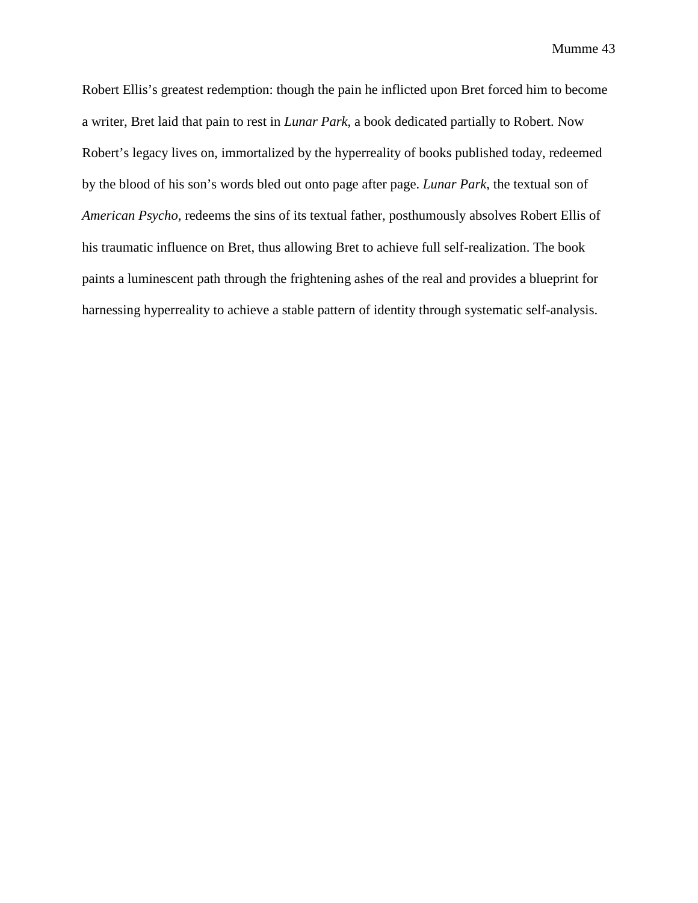Robert Ellis's greatest redemption: though the pain he inflicted upon Bret forced him to become a writer, Bret laid that pain to rest in *Lunar Park*, a book dedicated partially to Robert. Now Robert's legacy lives on, immortalized by the hyperreality of books published today, redeemed by the blood of his son's words bled out onto page after page. *Lunar Park*, the textual son of *American Psycho*, redeems the sins of its textual father, posthumously absolves Robert Ellis of his traumatic influence on Bret, thus allowing Bret to achieve full self-realization. The book paints a luminescent path through the frightening ashes of the real and provides a blueprint for harnessing hyperreality to achieve a stable pattern of identity through systematic self-analysis.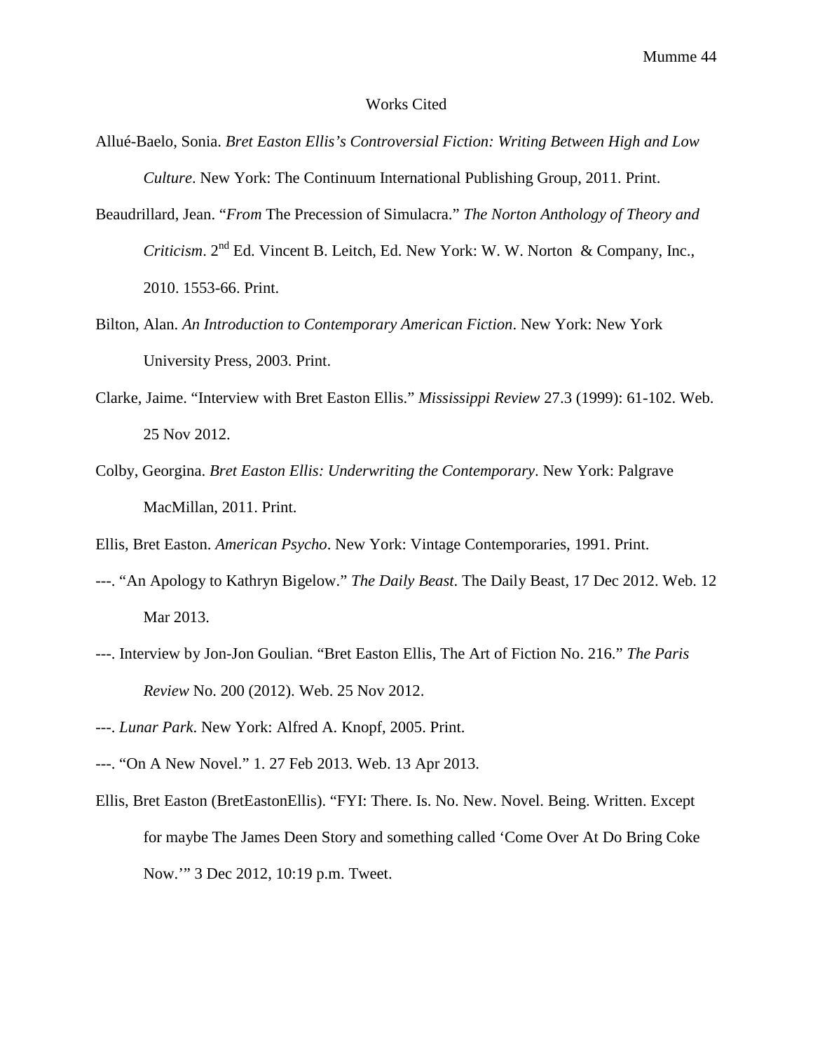# Works Cited

Allué-Baelo, Sonia. *Bret Easton Ellis's Controversial Fiction: Writing Between High and Low Culture*. New York: The Continuum International Publishing Group, 2011. Print.

Beaudrillard, Jean. "*From* The Precession of Simulacra." *The Norton Anthology of Theory and Criticism*. 2nd Ed. Vincent B. Leitch, Ed. New York: W. W. Norton & Company, Inc., 2010. 1553-66. Print.

Bilton, Alan. *An Introduction to Contemporary American Fiction*. New York: New York University Press, 2003. Print.

Clarke, Jaime. "Interview with Bret Easton Ellis." *Mississippi Review* 27.3 (1999): 61-102. Web. 25 Nov 2012.

Colby, Georgina. *Bret Easton Ellis: Underwriting the Contemporary*. New York: Palgrave MacMillan, 2011. Print.

Ellis, Bret Easton. *American Psycho*. New York: Vintage Contemporaries, 1991. Print.

---. "An Apology to Kathryn Bigelow." *The Daily Beast*. The Daily Beast, 17 Dec 2012. Web. 12 Mar 2013.

---. Interview by Jon-Jon Goulian. "Bret Easton Ellis, The Art of Fiction No. 216." *The Paris Review* No. 200 (2012). Web. 25 Nov 2012.

---. *Lunar Park*. New York: Alfred A. Knopf, 2005. Print.

---. "On A New Novel." 1. 27 Feb 2013. Web. 13 Apr 2013.

Ellis, Bret Easton (BretEastonEllis). "FYI: There. Is. No. New. Novel. Being. Written. Except for maybe The James Deen Story and something called 'Come Over At Do Bring Coke Now.'" 3 Dec 2012, 10:19 p.m. Tweet.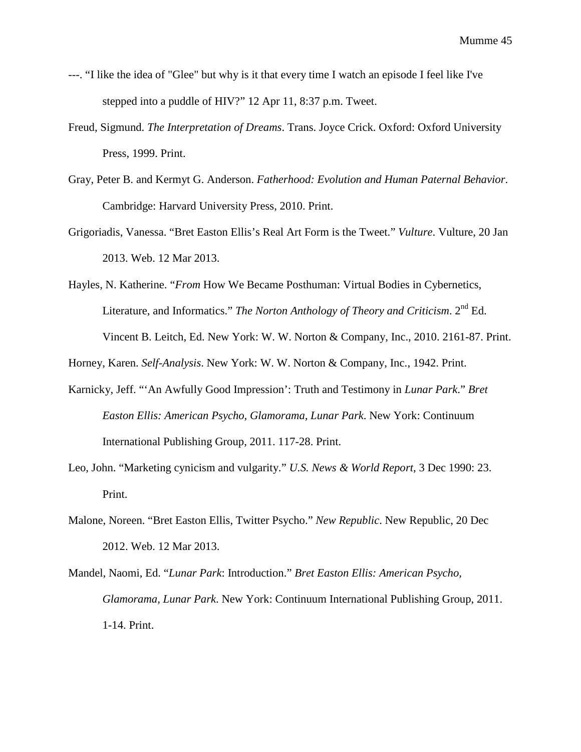---. “I like the idea of "Glee" but why is it that every time I watch an episode I feel like I've stepped into a puddle of HIV?” 12 Apr 11, 8:37 p.m. Tweet.

Freud, Sigmund. *The Interpretation of Dreams*. Trans. Joyce Crick. Oxford: Oxford University Press, 1999. Print.

Gray, Peter B. and Kermyt G. Anderson. *Fatherhood: Evolution and Human Paternal Behavior*. Cambridge: Harvard University Press, 2010. Print.

Grigoriadis, Vanessa. “Bret Easton Ellis’s Real Art Form is the Tweet.” *Vulture*. Vulture, 20 Jan 2013. Web. 12 Mar 2013.

Hayles, N. Katherine. “*From* How We Became Posthuman: Virtual Bodies in Cybernetics, Literature, and Informatics.” *The Norton Anthology of Theory and Criticism*. 2nd Ed. Vincent B. Leitch, Ed. New York: W. W. Norton & Company, Inc., 2010. 2161-87. Print.

Horney, Karen. *Self-Analysis*. New York: W. W. Norton & Company, Inc., 1942. Print.

Karnicky, Jeff. “‘An Awfully Good Impression’: Truth and Testimony in *Lunar Park*.” *Bret Easton Ellis: American Psycho, Glamorama, Lunar Park*. New York: Continuum International Publishing Group, 2011. 117-28. Print.

Leo, John. “Marketing cynicism and vulgarity.” *U.S. News & World Report*, 3 Dec 1990: 23. Print.

Malone, Noreen. “Bret Easton Ellis, Twitter Psycho.” *New Republic*. New Republic, 20 Dec 2012. Web. 12 Mar 2013.

Mandel, Naomi, Ed. “*Lunar Park*: Introduction.” *Bret Easton Ellis: American Psycho, Glamorama, Lunar Park*. New York: Continuum International Publishing Group, 2011. 1-14. Print.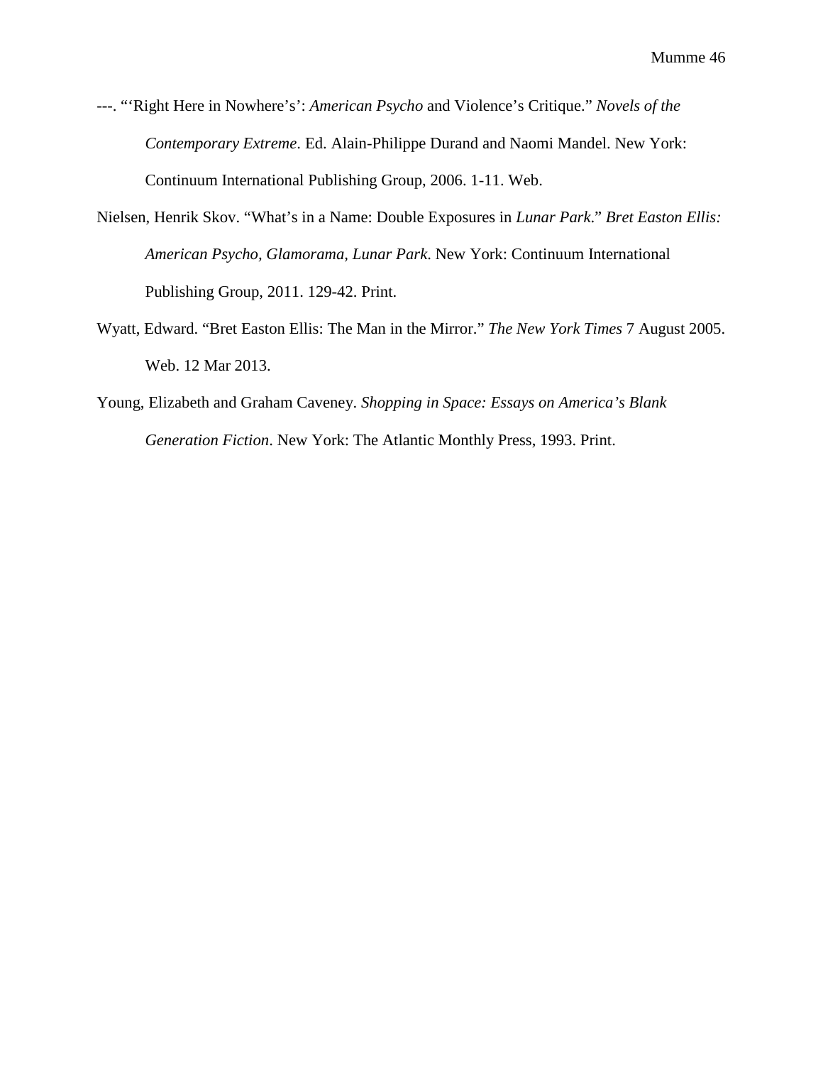---. "'Right Here in Nowhere's': *American Psycho* and Violence's Critique." *Novels of the Contemporary Extreme*. Ed. Alain-Philippe Durand and Naomi Mandel. New York: Continuum International Publishing Group, 2006. 1-11. Web.

Nielsen, Henrik Skov. "What's in a Name: Double Exposures in *Lunar Park*." *Bret Easton Ellis: American Psycho, Glamorama, Lunar Park*. New York: Continuum International Publishing Group, 2011. 129-42. Print.

Wyatt, Edward. "Bret Easton Ellis: The Man in the Mirror." *The New York Times* 7 August 2005. Web. 12 Mar 2013.

Young, Elizabeth and Graham Caveney. *Shopping in Space: Essays on America's Blank Generation Fiction*. New York: The Atlantic Monthly Press, 1993. Print.